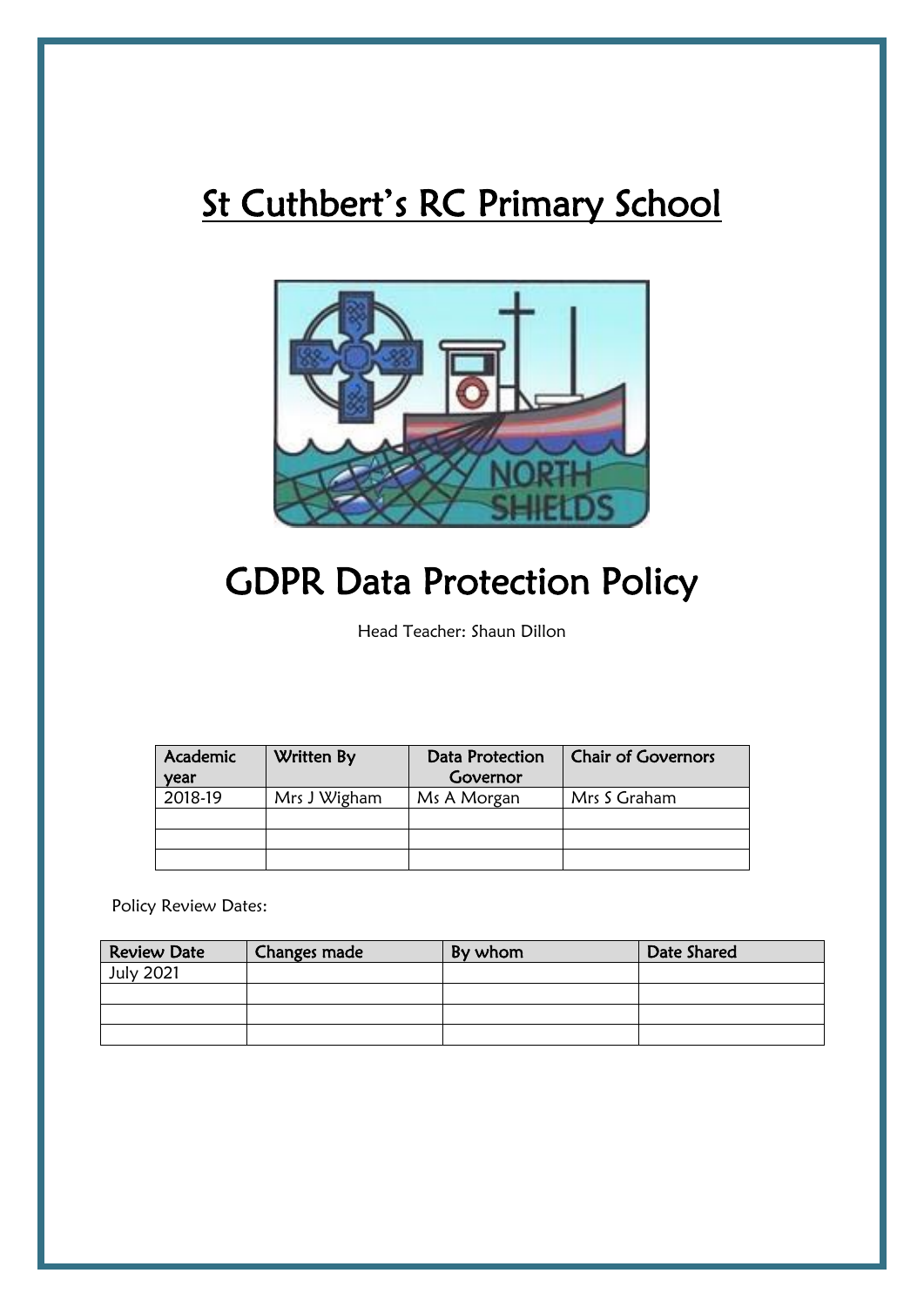# St Cuthbert's RC Primary School

# GDPR Data Protection Policy

Head Teacher: Shaun Dillon

| Academic year | Written By | Data Protection Governor | Chair of Governors |
|---|---|---|---|
| 2018-19 | Mrs J Wigham | Ms A Morgan | Mrs S Graham |
| | | | |
| | | | |
| | | | |

Policy Review Dates:

| Review Date | Changes made | By whom | Date Shared |
|---|---|---|---|
| July 2021 | | | |
| | | | |
| | | | |
| | | | |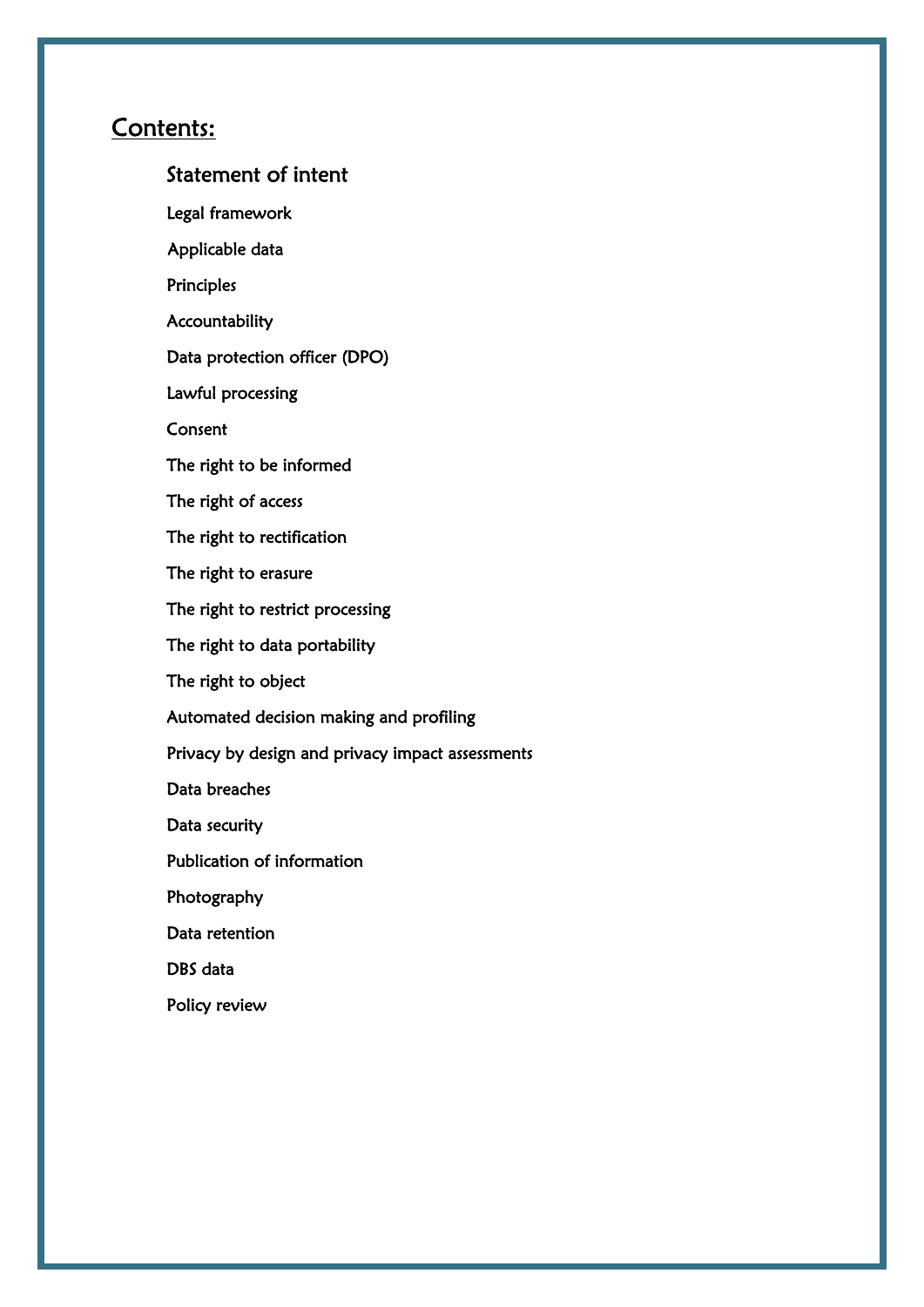## Contents:

Statement of intent

Legal framework

Applicable data

Principles

Accountability

Data protection officer (DPO)

Lawful processing

Consent

The right to be informed

The right of access

The right to rectification

The right to erasure

The right to restrict processing

The right to data portability

The right to object

Automated decision making and profiling

Privacy by design and privacy impact assessments

Data breaches

Data security

Publication of information

Photography

Data retention

DBS data

Policy review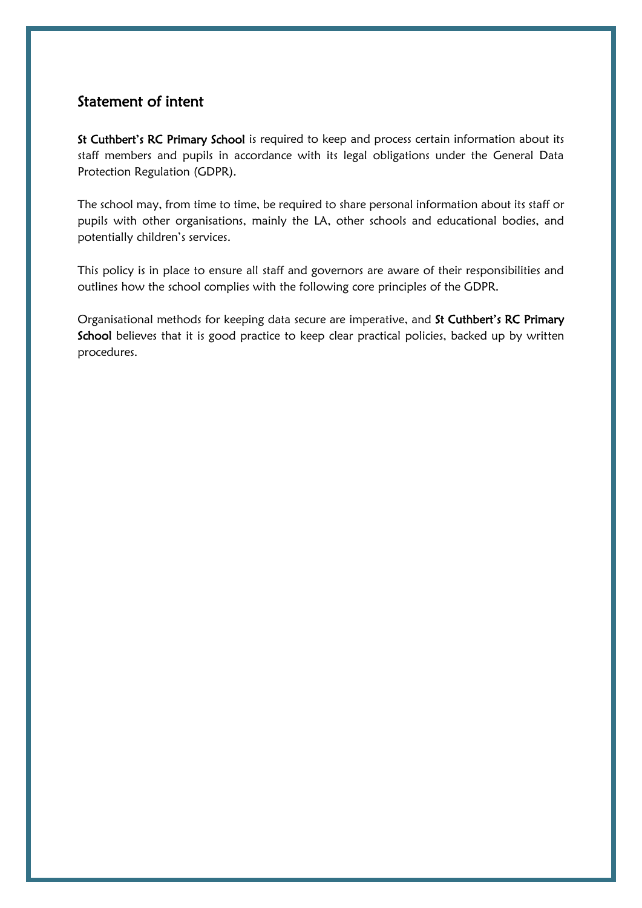## Statement of intent

**St Cuthbert's RC Primary School** is required to keep and process certain information about its staff members and pupils in accordance with its legal obligations under the General Data Protection Regulation (GDPR).

The school may, from time to time, be required to share personal information about its staff or pupils with other organisations, mainly the LA, other schools and educational bodies, and potentially children's services.

This policy is in place to ensure all staff and governors are aware of their responsibilities and outlines how the school complies with the following core principles of the GDPR.

Organisational methods for keeping data secure are imperative, and **St Cuthbert's RC Primary School** believes that it is good practice to keep clear practical policies, backed up by written procedures.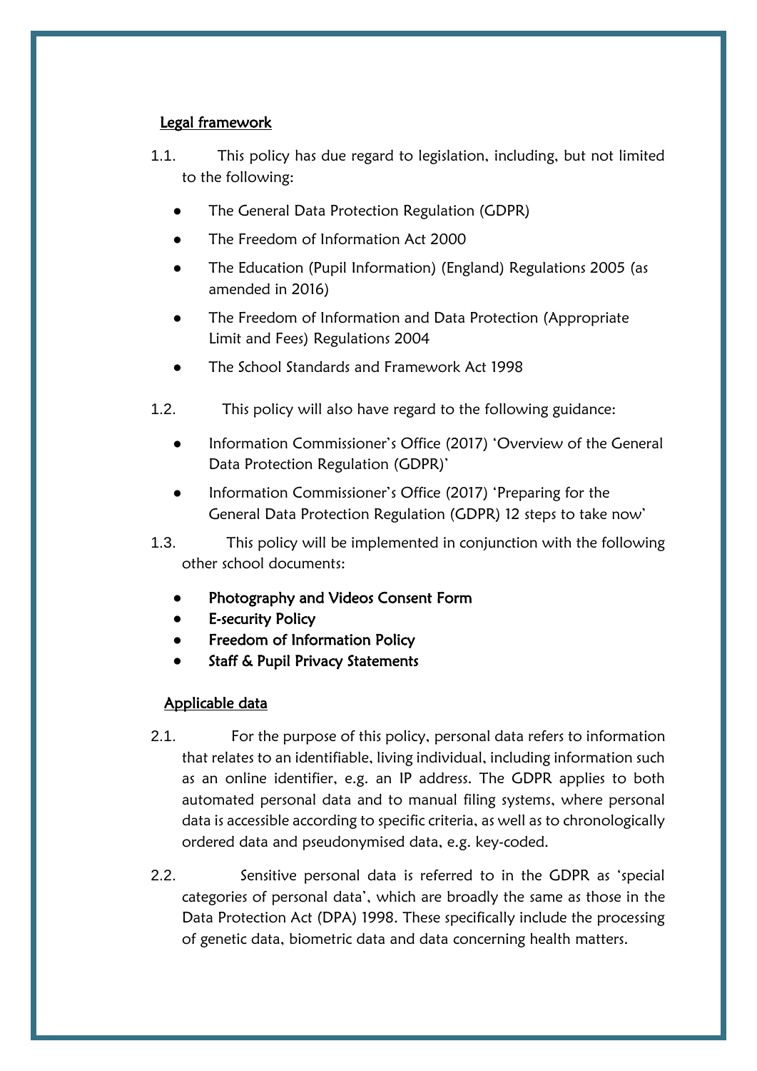## Legal framework

1.1. This policy has due regard to legislation, including, but not limited to the following:

- The General Data Protection Regulation (GDPR)
- The Freedom of Information Act 2000
- The Education (Pupil Information) (England) Regulations 2005 (as amended in 2016)
- The Freedom of Information and Data Protection (Appropriate Limit and Fees) Regulations 2004
- The School Standards and Framework Act 1998

1.2. This policy will also have regard to the following guidance:

- Information Commissioner's Office (2017) 'Overview of the General Data Protection Regulation (GDPR)'
- Information Commissioner's Office (2017) 'Preparing for the General Data Protection Regulation (GDPR) 12 steps to take now'

1.3. This policy will be implemented in conjunction with the following other school documents:

- Photography and Videos Consent Form
- E-security Policy
- Freedom of Information Policy
- Staff & Pupil Privacy Statements

## Applicable data

2.1. For the purpose of this policy, personal data refers to information that relates to an identifiable, living individual, including information such as an online identifier, e.g. an IP address. The GDPR applies to both automated personal data and to manual filing systems, where personal data is accessible according to specific criteria, as well as to chronologically ordered data and pseudonymised data, e.g. key-coded.

2.2. Sensitive personal data is referred to in the GDPR as 'special categories of personal data', which are broadly the same as those in the Data Protection Act (DPA) 1998. These specifically include the processing of genetic data, biometric data and data concerning health matters.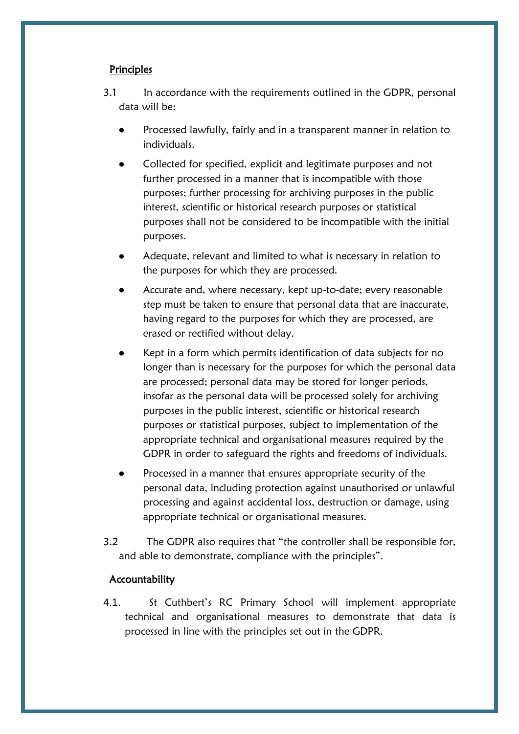## Principles

3.1 In accordance with the requirements outlined in the GDPR, personal data will be:

- Processed lawfully, fairly and in a transparent manner in relation to individuals.
- Collected for specified, explicit and legitimate purposes and not further processed in a manner that is incompatible with those purposes; further processing for archiving purposes in the public interest, scientific or historical research purposes or statistical purposes shall not be considered to be incompatible with the initial purposes.
- Adequate, relevant and limited to what is necessary in relation to the purposes for which they are processed.
- Accurate and, where necessary, kept up-to-date; every reasonable step must be taken to ensure that personal data that are inaccurate, having regard to the purposes for which they are processed, are erased or rectified without delay.
- Kept in a form which permits identification of data subjects for no longer than is necessary for the purposes for which the personal data are processed; personal data may be stored for longer periods, insofar as the personal data will be processed solely for archiving purposes in the public interest, scientific or historical research purposes or statistical purposes, subject to implementation of the appropriate technical and organisational measures required by the GDPR in order to safeguard the rights and freedoms of individuals.
- Processed in a manner that ensures appropriate security of the personal data, including protection against unauthorised or unlawful processing and against accidental loss, destruction or damage, using appropriate technical or organisational measures.

3.2 The GDPR also requires that "the controller shall be responsible for, and able to demonstrate, compliance with the principles".

## Accountability

4.1. St Cuthbert's RC Primary School will implement appropriate technical and organisational measures to demonstrate that data is processed in line with the principles set out in the GDPR.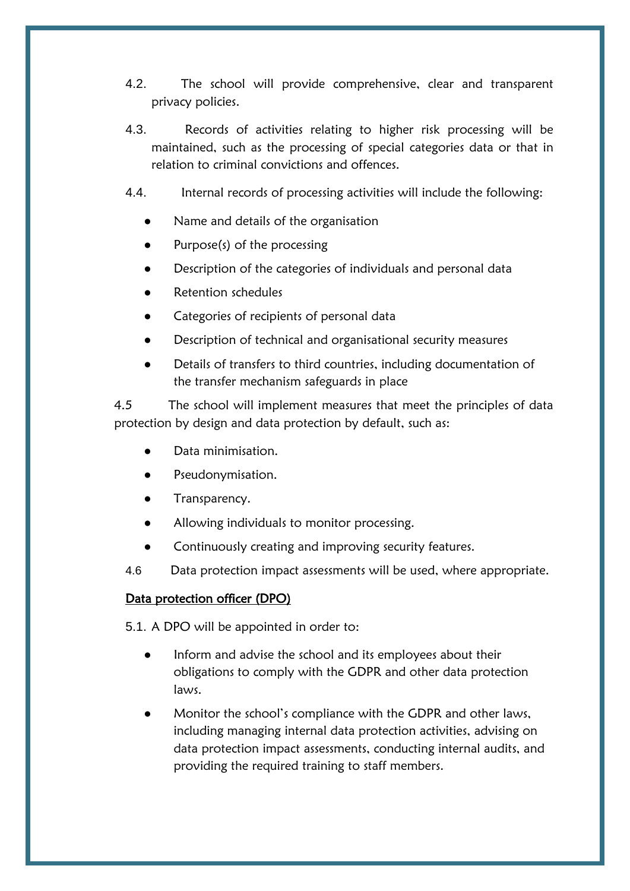4.2. The school will provide comprehensive, clear and transparent privacy policies.

4.3. Records of activities relating to higher risk processing will be maintained, such as the processing of special categories data or that in relation to criminal convictions and offences.

4.4. Internal records of processing activities will include the following:

- Name and details of the organisation
- Purpose(s) of the processing
- Description of the categories of individuals and personal data
- Retention schedules
- Categories of recipients of personal data
- Description of technical and organisational security measures
- Details of transfers to third countries, including documentation of the transfer mechanism safeguards in place

4.5 The school will implement measures that meet the principles of data protection by design and data protection by default, such as:

- Data minimisation.
- Pseudonymisation.
- Transparency.
- Allowing individuals to monitor processing.
- Continuously creating and improving security features.

4.6 Data protection impact assessments will be used, where appropriate.

## Data protection officer (DPO)

5.1. A DPO will be appointed in order to:

- Inform and advise the school and its employees about their obligations to comply with the GDPR and other data protection laws.
- Monitor the school's compliance with the GDPR and other laws, including managing internal data protection activities, advising on data protection impact assessments, conducting internal audits, and providing the required training to staff members.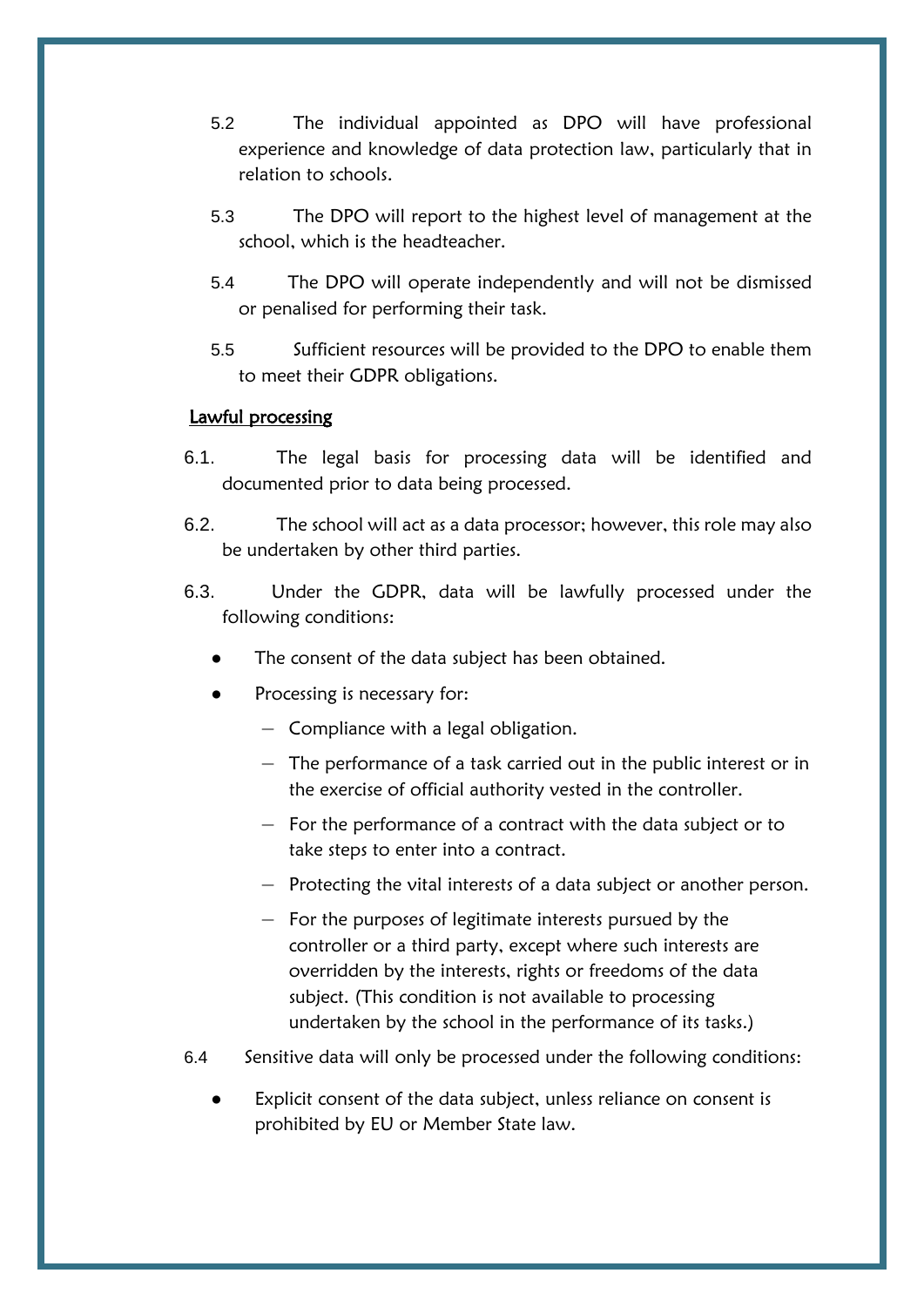5.2 The individual appointed as DPO will have professional experience and knowledge of data protection law, particularly that in relation to schools.

5.3 The DPO will report to the highest level of management at the school, which is the headteacher.

5.4 The DPO will operate independently and will not be dismissed or penalised for performing their task.

5.5 Sufficient resources will be provided to the DPO to enable them to meet their GDPR obligations.

## Lawful processing

6.1. The legal basis for processing data will be identified and documented prior to data being processed.

6.2. The school will act as a data processor; however, this role may also be undertaken by other third parties.

6.3. Under the GDPR, data will be lawfully processed under the following conditions:

- The consent of the data subject has been obtained.
- Processing is necessary for:
  - Compliance with a legal obligation.
  - The performance of a task carried out in the public interest or in the exercise of official authority vested in the controller.
  - For the performance of a contract with the data subject or to take steps to enter into a contract.
  - Protecting the vital interests of a data subject or another person.
  - For the purposes of legitimate interests pursued by the controller or a third party, except where such interests are overridden by the interests, rights or freedoms of the data subject. (This condition is not available to processing undertaken by the school in the performance of its tasks.)

6.4 Sensitive data will only be processed under the following conditions:

- Explicit consent of the data subject, unless reliance on consent is prohibited by EU or Member State law.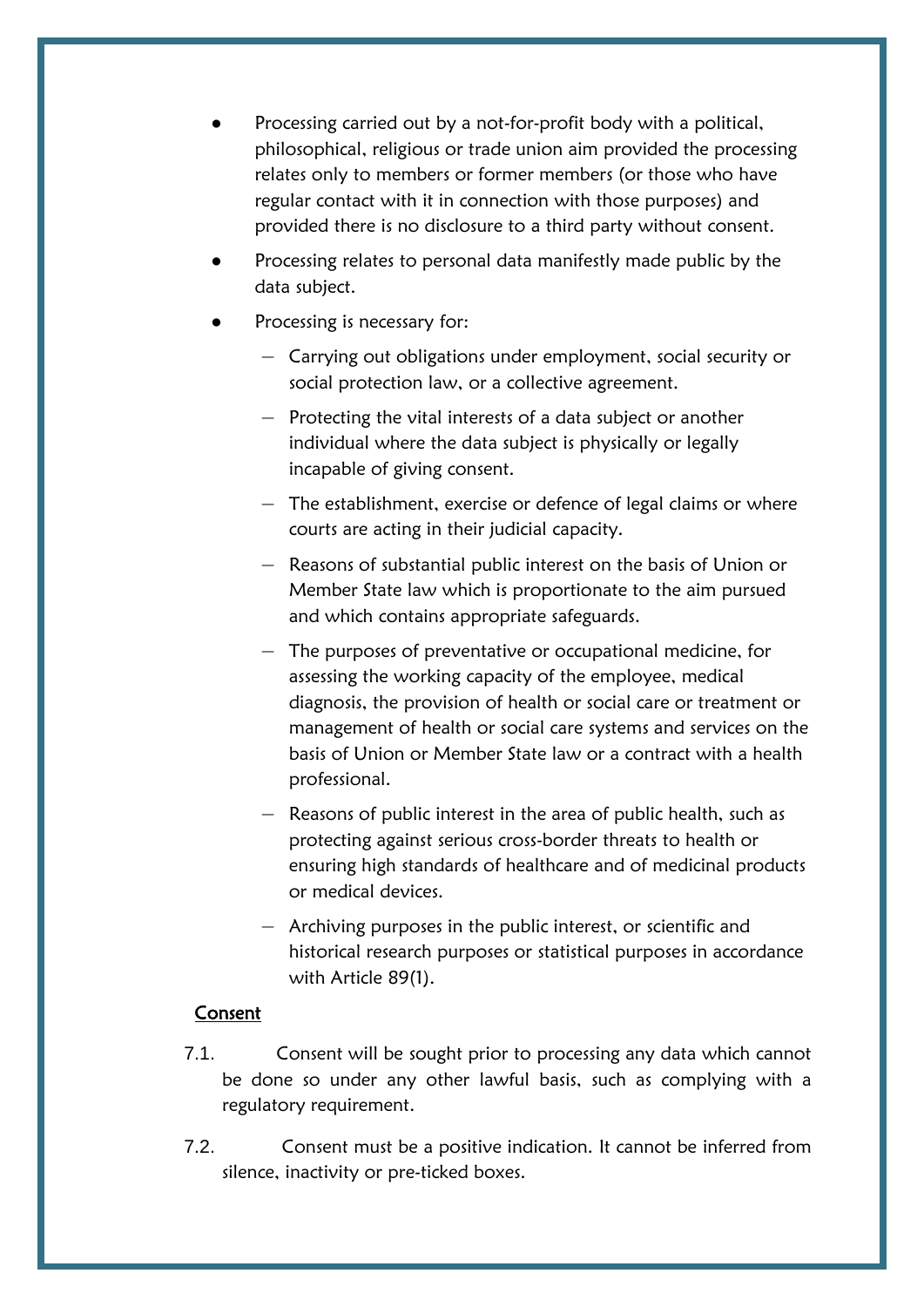- Processing carried out by a not-for-profit body with a political, philosophical, religious or trade union aim provided the processing relates only to members or former members (or those who have regular contact with it in connection with those purposes) and provided there is no disclosure to a third party without consent.
- Processing relates to personal data manifestly made public by the data subject.
- Processing is necessary for:
  - Carrying out obligations under employment, social security or social protection law, or a collective agreement.
  - Protecting the vital interests of a data subject or another individual where the data subject is physically or legally incapable of giving consent.
  - The establishment, exercise or defence of legal claims or where courts are acting in their judicial capacity.
  - Reasons of substantial public interest on the basis of Union or Member State law which is proportionate to the aim pursued and which contains appropriate safeguards.
  - The purposes of preventative or occupational medicine, for assessing the working capacity of the employee, medical diagnosis, the provision of health or social care or treatment or management of health or social care systems and services on the basis of Union or Member State law or a contract with a health professional.
  - Reasons of public interest in the area of public health, such as protecting against serious cross-border threats to health or ensuring high standards of healthcare and of medicinal products or medical devices.
  - Archiving purposes in the public interest, or scientific and historical research purposes or statistical purposes in accordance with Article 89(1).

## Consent

7.1. Consent will be sought prior to processing any data which cannot be done so under any other lawful basis, such as complying with a regulatory requirement.

7.2. Consent must be a positive indication. It cannot be inferred from silence, inactivity or pre-ticked boxes.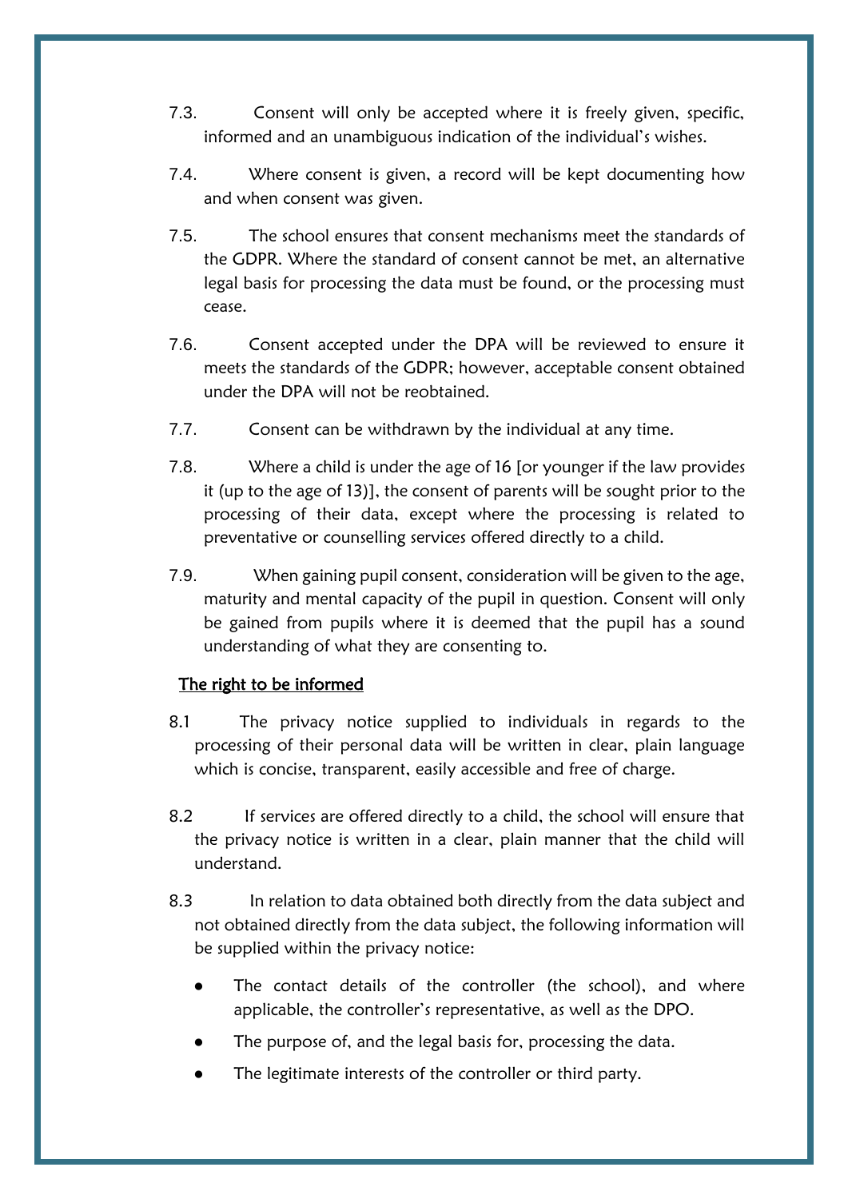7.3. Consent will only be accepted where it is freely given, specific, informed and an unambiguous indication of the individual's wishes.

7.4. Where consent is given, a record will be kept documenting how and when consent was given.

7.5. The school ensures that consent mechanisms meet the standards of the GDPR. Where the standard of consent cannot be met, an alternative legal basis for processing the data must be found, or the processing must cease.

7.6. Consent accepted under the DPA will be reviewed to ensure it meets the standards of the GDPR; however, acceptable consent obtained under the DPA will not be reobtained.

7.7. Consent can be withdrawn by the individual at any time.

7.8. Where a child is under the age of 16 [or younger if the law provides it (up to the age of 13)], the consent of parents will be sought prior to the processing of their data, except where the processing is related to preventative or counselling services offered directly to a child.

7.9. When gaining pupil consent, consideration will be given to the age, maturity and mental capacity of the pupil in question. Consent will only be gained from pupils where it is deemed that the pupil has a sound understanding of what they are consenting to.

## The right to be informed

8.1 The privacy notice supplied to individuals in regards to the processing of their personal data will be written in clear, plain language which is concise, transparent, easily accessible and free of charge.

8.2 If services are offered directly to a child, the school will ensure that the privacy notice is written in a clear, plain manner that the child will understand.

8.3 In relation to data obtained both directly from the data subject and not obtained directly from the data subject, the following information will be supplied within the privacy notice:

- The contact details of the controller (the school), and where applicable, the controller's representative, as well as the DPO.
- The purpose of, and the legal basis for, processing the data.
- The legitimate interests of the controller or third party.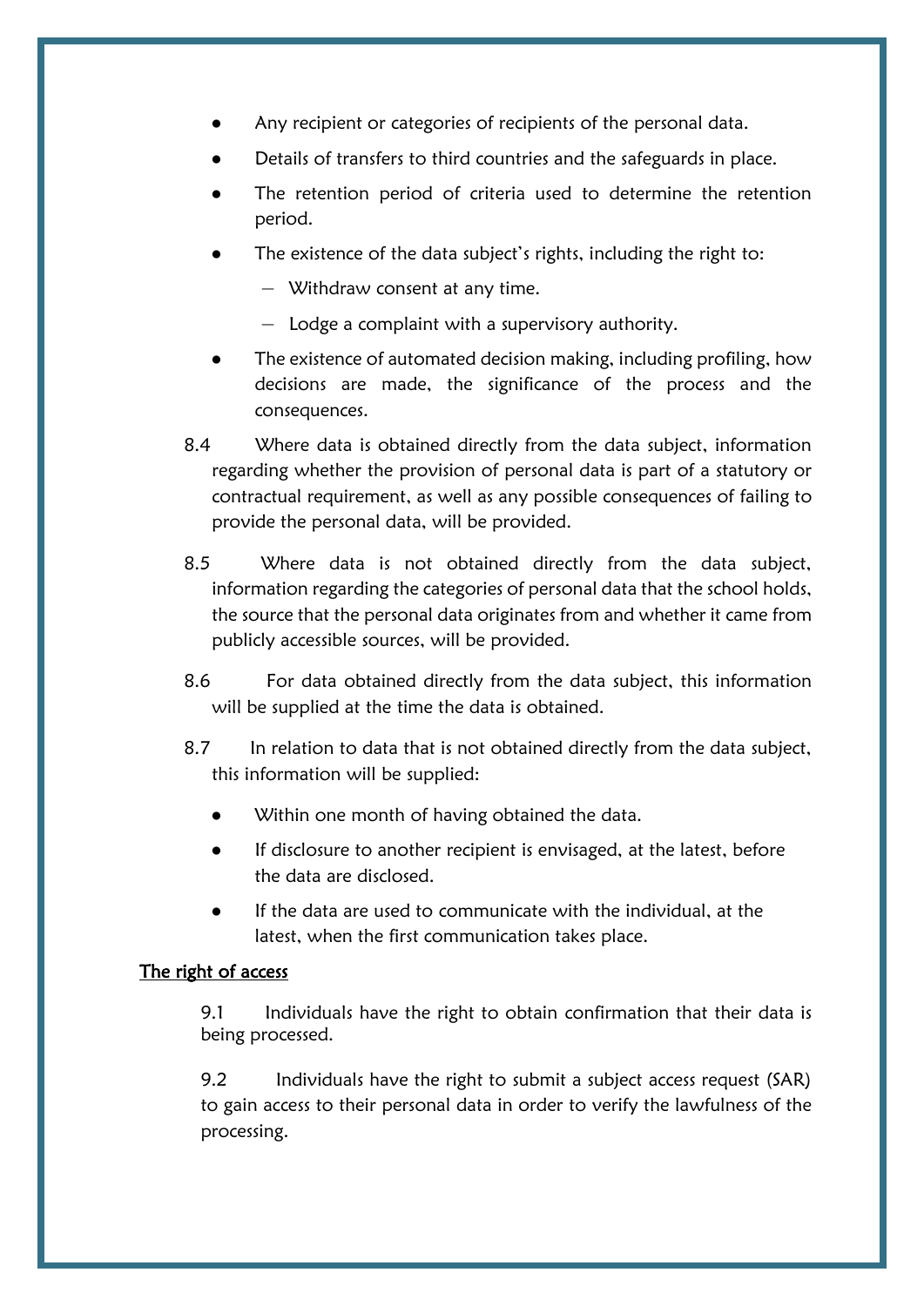- Any recipient or categories of recipients of the personal data.
- Details of transfers to third countries and the safeguards in place.
- The retention period of criteria used to determine the retention period.
- The existence of the data subject's rights, including the right to:
  - Withdraw consent at any time.
  - Lodge a complaint with a supervisory authority.
- The existence of automated decision making, including profiling, how decisions are made, the significance of the process and the consequences.

8.4 Where data is obtained directly from the data subject, information regarding whether the provision of personal data is part of a statutory or contractual requirement, as well as any possible consequences of failing to provide the personal data, will be provided.

8.5 Where data is not obtained directly from the data subject, information regarding the categories of personal data that the school holds, the source that the personal data originates from and whether it came from publicly accessible sources, will be provided.

8.6 For data obtained directly from the data subject, this information will be supplied at the time the data is obtained.

8.7 In relation to data that is not obtained directly from the data subject, this information will be supplied:

- Within one month of having obtained the data.
- If disclosure to another recipient is envisaged, at the latest, before the data are disclosed.
- If the data are used to communicate with the individual, at the latest, when the first communication takes place.

## The right of access

9.1 Individuals have the right to obtain confirmation that their data is being processed.

9.2 Individuals have the right to submit a subject access request (SAR) to gain access to their personal data in order to verify the lawfulness of the processing.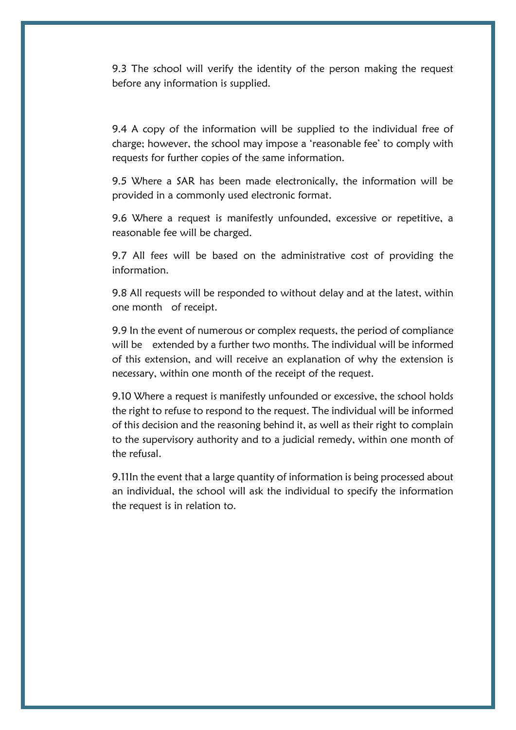9.3 The school will verify the identity of the person making the request before any information is supplied.

9.4 A copy of the information will be supplied to the individual free of charge; however, the school may impose a 'reasonable fee' to comply with requests for further copies of the same information.

9.5 Where a SAR has been made electronically, the information will be provided in a commonly used electronic format.

9.6 Where a request is manifestly unfounded, excessive or repetitive, a reasonable fee will be charged.

9.7 All fees will be based on the administrative cost of providing the information.

9.8 All requests will be responded to without delay and at the latest, within one month of receipt.

9.9 In the event of numerous or complex requests, the period of compliance will be extended by a further two months. The individual will be informed of this extension, and will receive an explanation of why the extension is necessary, within one month of the receipt of the request.

9.10 Where a request is manifestly unfounded or excessive, the school holds the right to refuse to respond to the request. The individual will be informed of this decision and the reasoning behind it, as well as their right to complain to the supervisory authority and to a judicial remedy, within one month of the refusal.

9.11In the event that a large quantity of information is being processed about an individual, the school will ask the individual to specify the information the request is in relation to.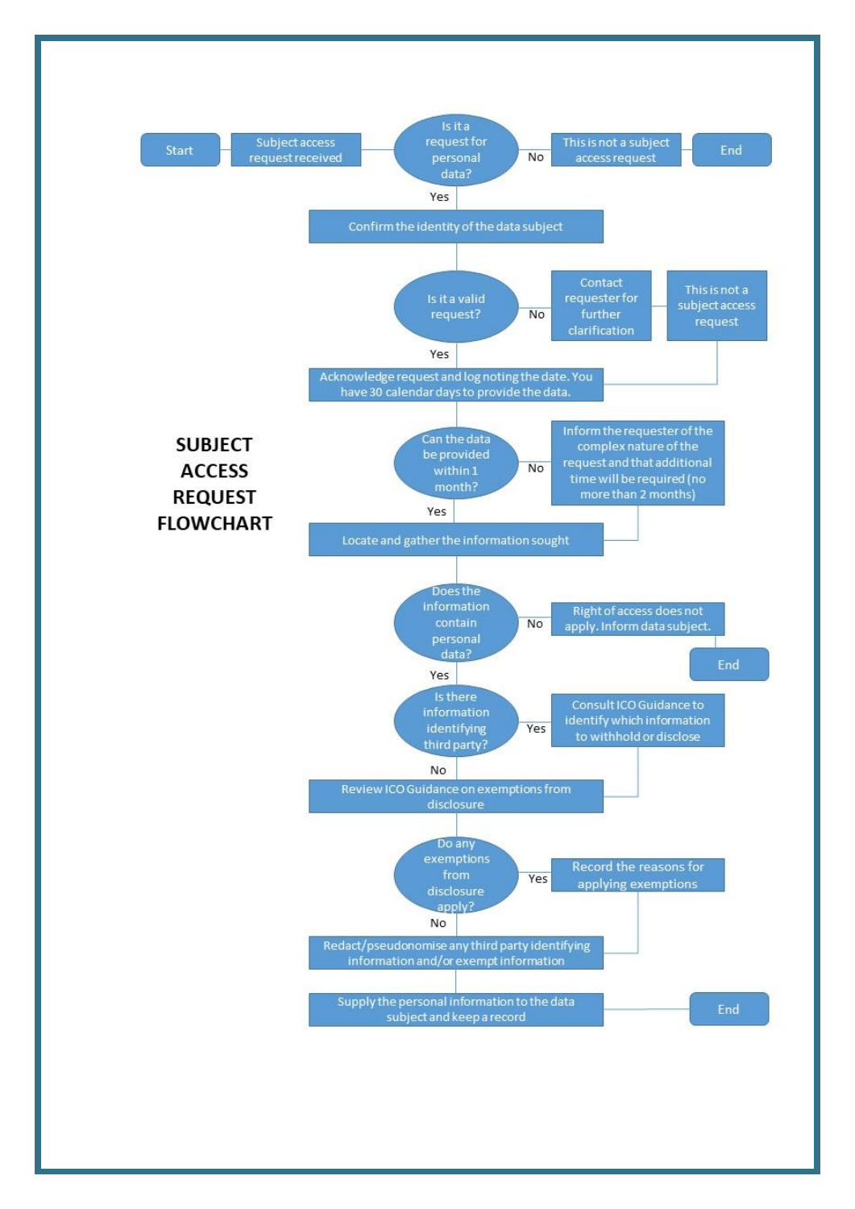# SUBJECT ACCESS REQUEST FLOWCHART

Start

Subject access request received

Is it a request for personal data?

No

This is not a subject access request

End

Yes

Confirm the identity of the data subject

Is it a valid request?

No

Contact requester for further clarification

This is not a subject access request

Yes

Acknowledge request and log noting the date. You have 30 calendar days to provide the data.

Can the data be provided within 1 month?

No

Inform the requester of the complex nature of the request and that additional time will be required (no more than 2 months)

Yes

Locate and gather the information sought

Does the information contain personal data?

No

Right of access does not apply. Inform data subject.

End

Yes

Is there information identifying third party?

Yes

Consult ICO Guidance to identify which information to withhold or disclose

No

Review ICO Guidance on exemptions from disclosure

Do any exemptions from disclosure apply?

Yes

Record the reasons for applying exemptions

No

Redact/pseudonomise any third party identifying information and/or exempt information

Supply the personal information to the data subject and keep a record

End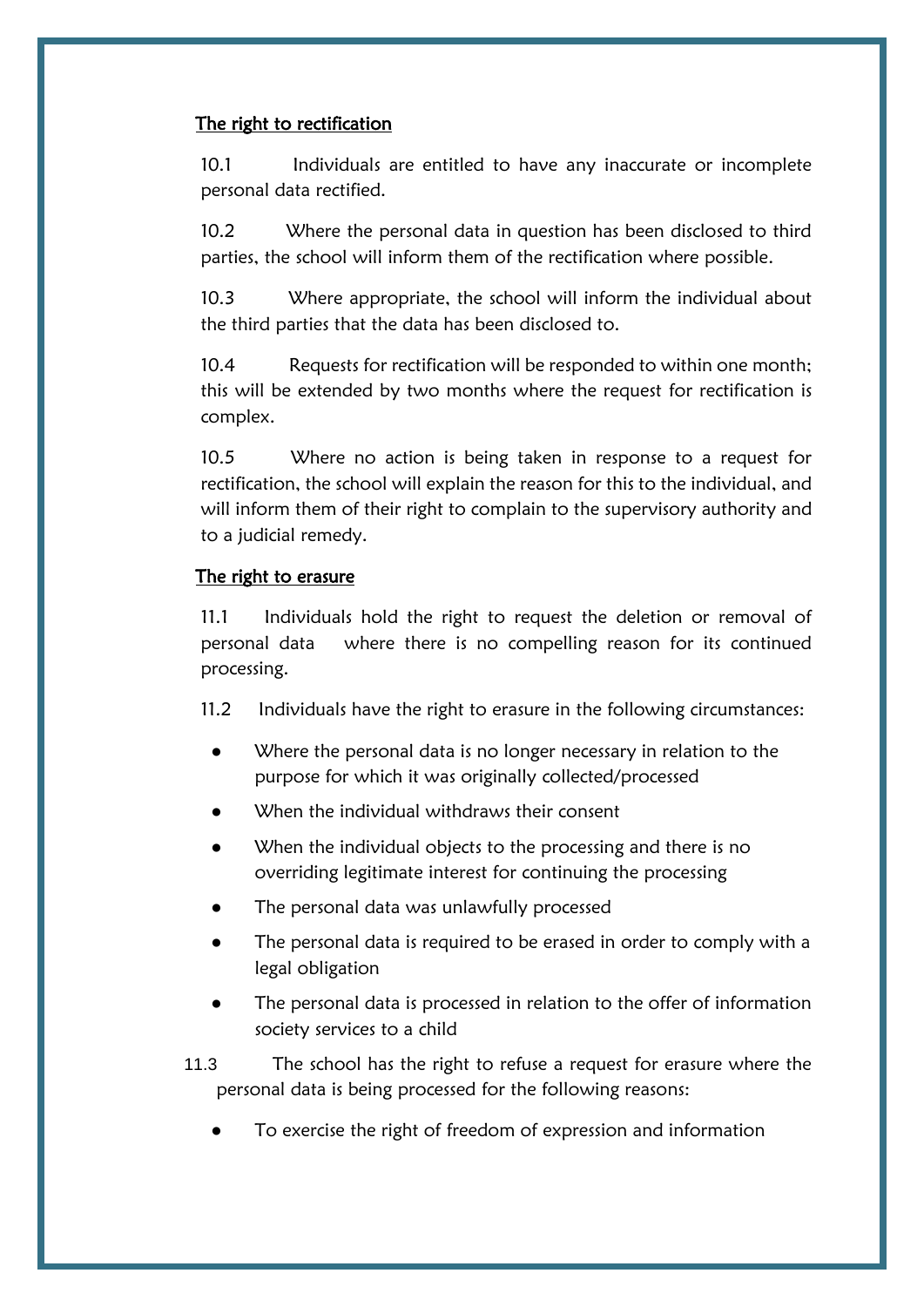## The right to rectification

10.1 Individuals are entitled to have any inaccurate or incomplete personal data rectified.

10.2 Where the personal data in question has been disclosed to third parties, the school will inform them of the rectification where possible.

10.3 Where appropriate, the school will inform the individual about the third parties that the data has been disclosed to.

10.4 Requests for rectification will be responded to within one month; this will be extended by two months where the request for rectification is complex.

10.5 Where no action is being taken in response to a request for rectification, the school will explain the reason for this to the individual, and will inform them of their right to complain to the supervisory authority and to a judicial remedy.

## The right to erasure

11.1 Individuals hold the right to request the deletion or removal of personal data where there is no compelling reason for its continued processing.

11.2 Individuals have the right to erasure in the following circumstances:

- Where the personal data is no longer necessary in relation to the purpose for which it was originally collected/processed
- When the individual withdraws their consent
- When the individual objects to the processing and there is no overriding legitimate interest for continuing the processing
- The personal data was unlawfully processed
- The personal data is required to be erased in order to comply with a legal obligation
- The personal data is processed in relation to the offer of information society services to a child

11.3 The school has the right to refuse a request for erasure where the personal data is being processed for the following reasons:

- To exercise the right of freedom of expression and information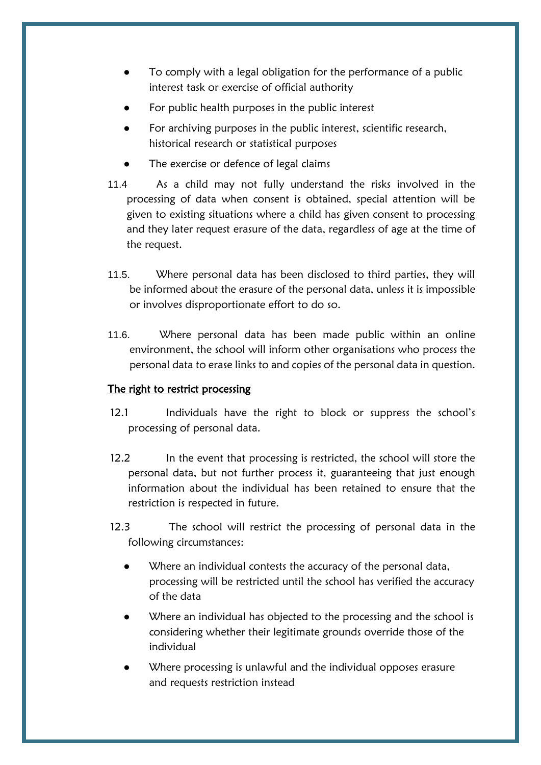- To comply with a legal obligation for the performance of a public interest task or exercise of official authority
- For public health purposes in the public interest
- For archiving purposes in the public interest, scientific research, historical research or statistical purposes
- The exercise or defence of legal claims

11.4 As a child may not fully understand the risks involved in the processing of data when consent is obtained, special attention will be given to existing situations where a child has given consent to processing and they later request erasure of the data, regardless of age at the time of the request.

11.5. Where personal data has been disclosed to third parties, they will be informed about the erasure of the personal data, unless it is impossible or involves disproportionate effort to do so.

11.6. Where personal data has been made public within an online environment, the school will inform other organisations who process the personal data to erase links to and copies of the personal data in question.

<u>The right to restrict processing</u>

12.1 Individuals have the right to block or suppress the school's processing of personal data.

12.2 In the event that processing is restricted, the school will store the personal data, but not further process it, guaranteeing that just enough information about the individual has been retained to ensure that the restriction is respected in future.

12.3 The school will restrict the processing of personal data in the following circumstances:

- Where an individual contests the accuracy of the personal data, processing will be restricted until the school has verified the accuracy of the data
- Where an individual has objected to the processing and the school is considering whether their legitimate grounds override those of the individual
- Where processing is unlawful and the individual opposes erasure and requests restriction instead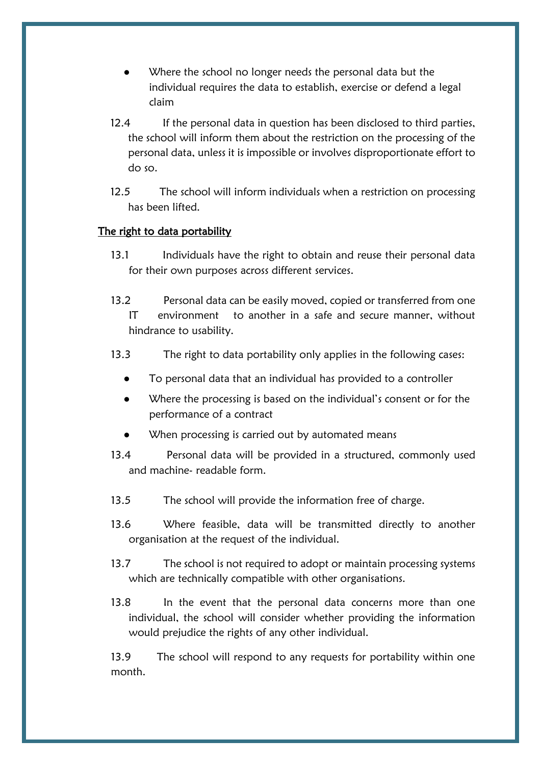- Where the school no longer needs the personal data but the individual requires the data to establish, exercise or defend a legal claim

12.4 If the personal data in question has been disclosed to third parties, the school will inform them about the restriction on the processing of the personal data, unless it is impossible or involves disproportionate effort to do so.

12.5 The school will inform individuals when a restriction on processing has been lifted.

## The right to data portability

13.1 Individuals have the right to obtain and reuse their personal data for their own purposes across different services.

13.2 Personal data can be easily moved, copied or transferred from one IT environment to another in a safe and secure manner, without hindrance to usability.

13.3 The right to data portability only applies in the following cases:

- To personal data that an individual has provided to a controller
- Where the processing is based on the individual's consent or for the performance of a contract
- When processing is carried out by automated means

13.4 Personal data will be provided in a structured, commonly used and machine- readable form.

13.5 The school will provide the information free of charge.

13.6 Where feasible, data will be transmitted directly to another organisation at the request of the individual.

13.7 The school is not required to adopt or maintain processing systems which are technically compatible with other organisations.

13.8 In the event that the personal data concerns more than one individual, the school will consider whether providing the information would prejudice the rights of any other individual.

13.9 The school will respond to any requests for portability within one month.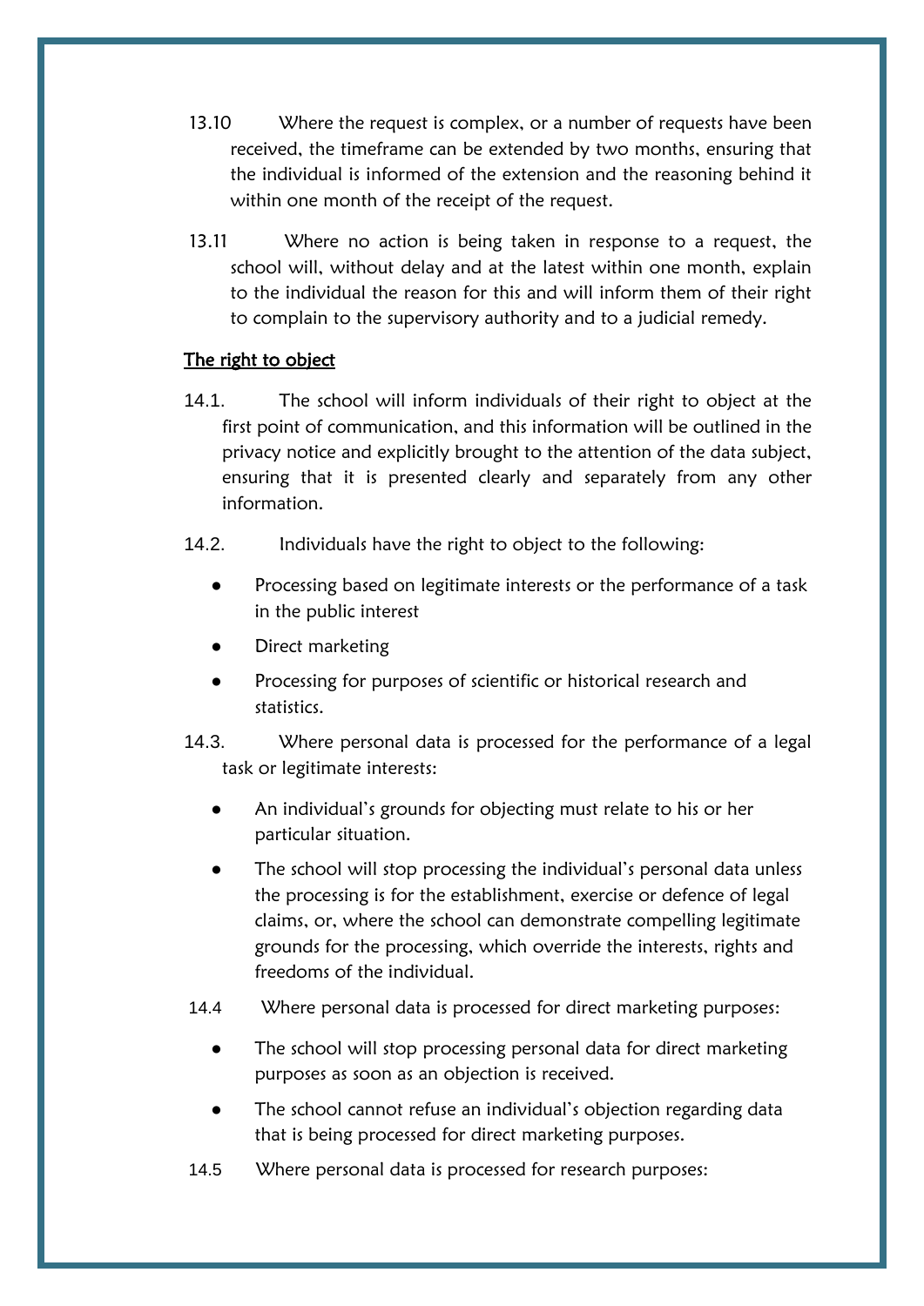13.10 Where the request is complex, or a number of requests have been received, the timeframe can be extended by two months, ensuring that the individual is informed of the extension and the reasoning behind it within one month of the receipt of the request.

13.11 Where no action is being taken in response to a request, the school will, without delay and at the latest within one month, explain to the individual the reason for this and will inform them of their right to complain to the supervisory authority and to a judicial remedy.

## The right to object

14.1. The school will inform individuals of their right to object at the first point of communication, and this information will be outlined in the privacy notice and explicitly brought to the attention of the data subject, ensuring that it is presented clearly and separately from any other information.

14.2. Individuals have the right to object to the following:

- Processing based on legitimate interests or the performance of a task in the public interest
- Direct marketing
- Processing for purposes of scientific or historical research and statistics.

14.3. Where personal data is processed for the performance of a legal task or legitimate interests:

- An individual's grounds for objecting must relate to his or her particular situation.
- The school will stop processing the individual's personal data unless the processing is for the establishment, exercise or defence of legal claims, or, where the school can demonstrate compelling legitimate grounds for the processing, which override the interests, rights and freedoms of the individual.

14.4 Where personal data is processed for direct marketing purposes:

- The school will stop processing personal data for direct marketing purposes as soon as an objection is received.
- The school cannot refuse an individual's objection regarding data that is being processed for direct marketing purposes.

14.5 Where personal data is processed for research purposes: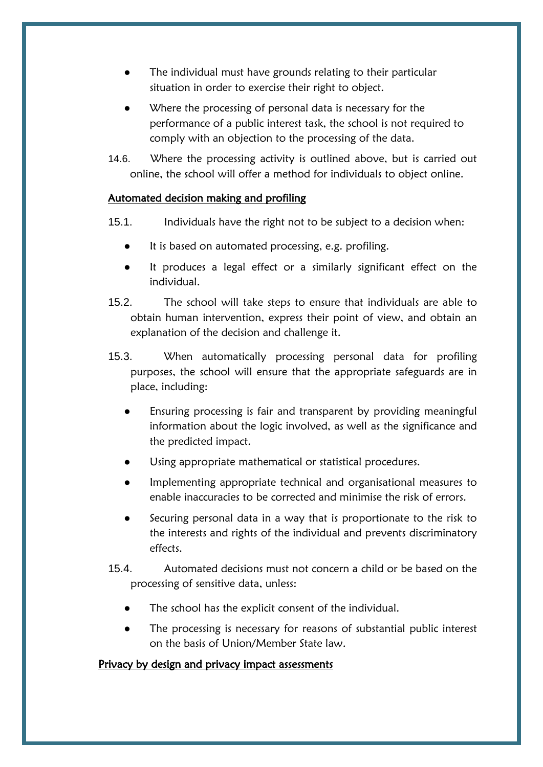- The individual must have grounds relating to their particular situation in order to exercise their right to object.
- Where the processing of personal data is necessary for the performance of a public interest task, the school is not required to comply with an objection to the processing of the data.

14.6. Where the processing activity is outlined above, but is carried out online, the school will offer a method for individuals to object online.

## Automated decision making and profiling

15.1. Individuals have the right not to be subject to a decision when:

- It is based on automated processing, e.g. profiling.
- It produces a legal effect or a similarly significant effect on the individual.

15.2. The school will take steps to ensure that individuals are able to obtain human intervention, express their point of view, and obtain an explanation of the decision and challenge it.

15.3. When automatically processing personal data for profiling purposes, the school will ensure that the appropriate safeguards are in place, including:

- Ensuring processing is fair and transparent by providing meaningful information about the logic involved, as well as the significance and the predicted impact.
- Using appropriate mathematical or statistical procedures.
- Implementing appropriate technical and organisational measures to enable inaccuracies to be corrected and minimise the risk of errors.
- Securing personal data in a way that is proportionate to the risk to the interests and rights of the individual and prevents discriminatory effects.

15.4. Automated decisions must not concern a child or be based on the processing of sensitive data, unless:

- The school has the explicit consent of the individual.
- The processing is necessary for reasons of substantial public interest on the basis of Union/Member State law.

## Privacy by design and privacy impact assessments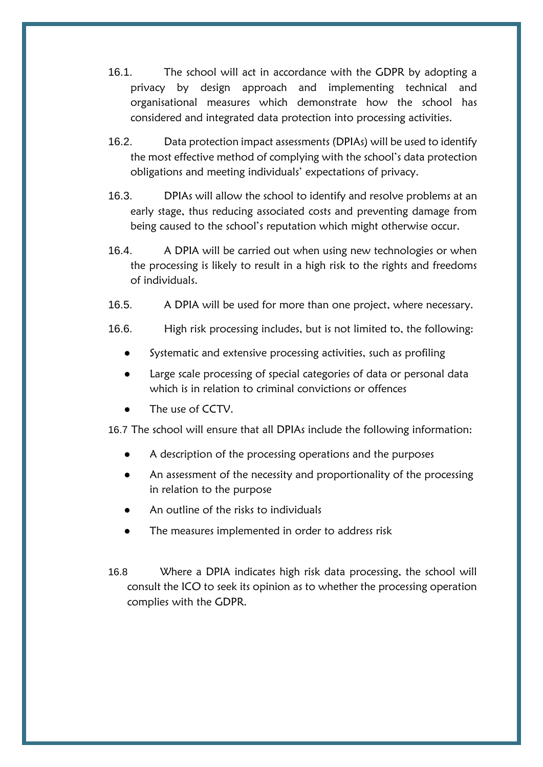16.1. The school will act in accordance with the GDPR by adopting a privacy by design approach and implementing technical and organisational measures which demonstrate how the school has considered and integrated data protection into processing activities.

16.2. Data protection impact assessments (DPIAs) will be used to identify the most effective method of complying with the school's data protection obligations and meeting individuals' expectations of privacy.

16.3. DPIAs will allow the school to identify and resolve problems at an early stage, thus reducing associated costs and preventing damage from being caused to the school's reputation which might otherwise occur.

16.4. A DPIA will be carried out when using new technologies or when the processing is likely to result in a high risk to the rights and freedoms of individuals.

16.5. A DPIA will be used for more than one project, where necessary.

16.6. High risk processing includes, but is not limited to, the following:

- Systematic and extensive processing activities, such as profiling
- Large scale processing of special categories of data or personal data which is in relation to criminal convictions or offences
- The use of CCTV.

16.7 The school will ensure that all DPIAs include the following information:

- A description of the processing operations and the purposes
- An assessment of the necessity and proportionality of the processing in relation to the purpose
- An outline of the risks to individuals
- The measures implemented in order to address risk

16.8 Where a DPIA indicates high risk data processing, the school will consult the ICO to seek its opinion as to whether the processing operation complies with the GDPR.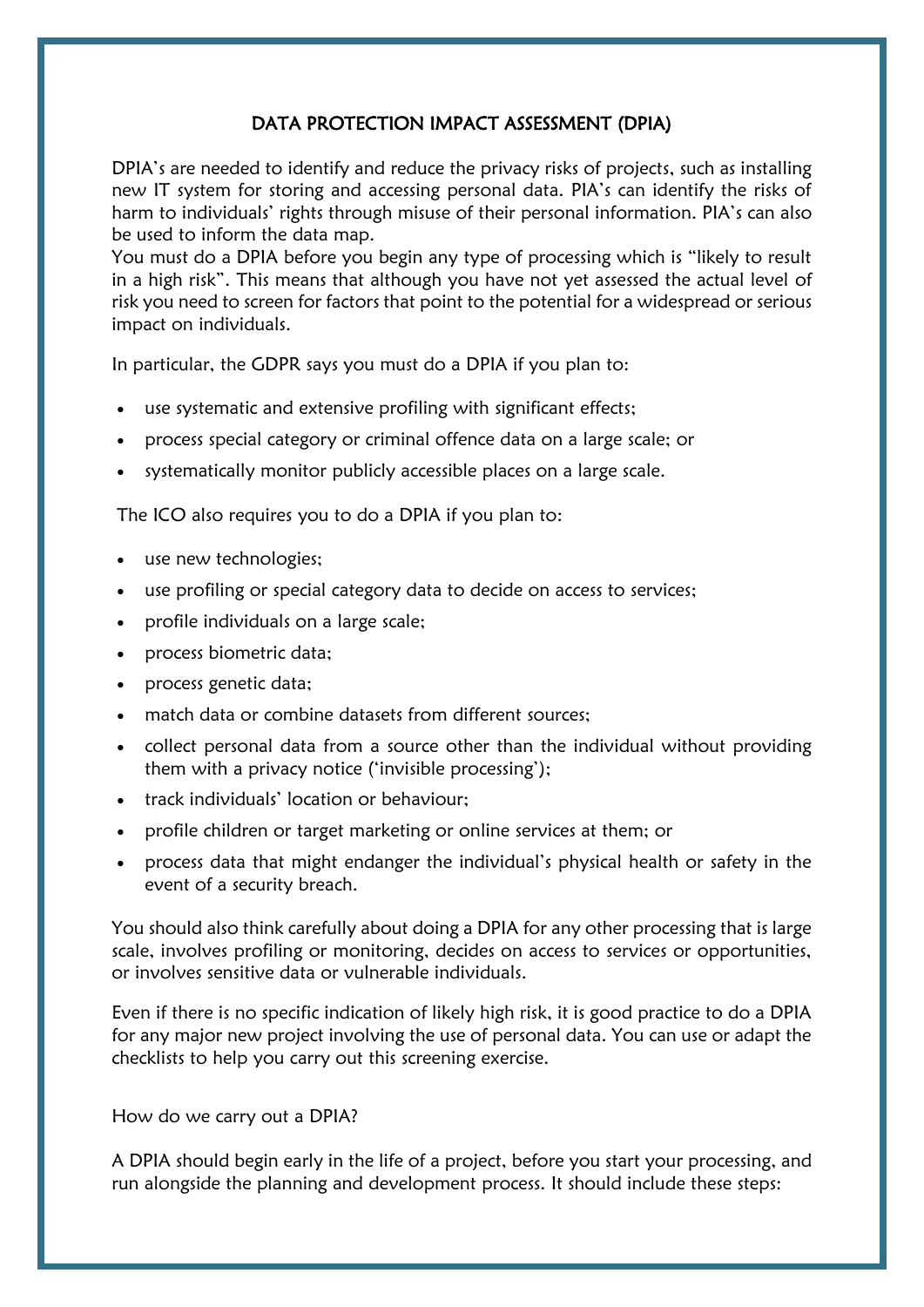# DATA PROTECTION IMPACT ASSESSMENT (DPIA)

DPIA's are needed to identify and reduce the privacy risks of projects, such as installing new IT system for storing and accessing personal data. PIA's can identify the risks of harm to individuals' rights through misuse of their personal information. PIA's can also be used to inform the data map.

You must do a DPIA before you begin any type of processing which is "likely to result in a high risk". This means that although you have not yet assessed the actual level of risk you need to screen for factors that point to the potential for a widespread or serious impact on individuals.

In particular, the GDPR says you must do a DPIA if you plan to:

- use systematic and extensive profiling with significant effects;
- process special category or criminal offence data on a large scale; or
- systematically monitor publicly accessible places on a large scale.

The ICO also requires you to do a DPIA if you plan to:

- use new technologies;
- use profiling or special category data to decide on access to services;
- profile individuals on a large scale;
- process biometric data;
- process genetic data;
- match data or combine datasets from different sources;
- collect personal data from a source other than the individual without providing them with a privacy notice ('invisible processing');
- track individuals' location or behaviour;
- profile children or target marketing or online services at them; or
- process data that might endanger the individual's physical health or safety in the event of a security breach.

You should also think carefully about doing a DPIA for any other processing that is large scale, involves profiling or monitoring, decides on access to services or opportunities, or involves sensitive data or vulnerable individuals.

Even if there is no specific indication of likely high risk, it is good practice to do a DPIA for any major new project involving the use of personal data. You can use or adapt the checklists to help you carry out this screening exercise.

How do we carry out a DPIA?

A DPIA should begin early in the life of a project, before you start your processing, and run alongside the planning and development process. It should include these steps: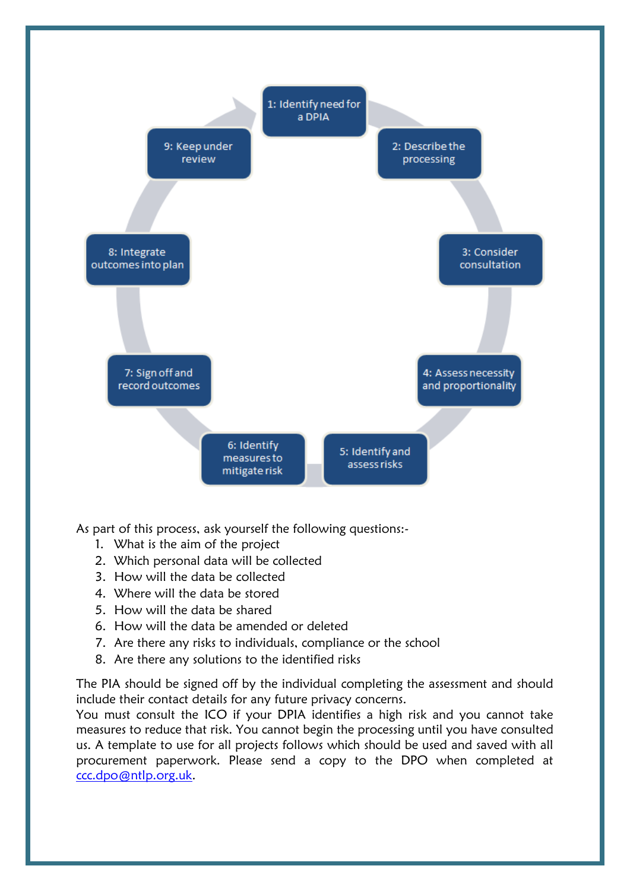1: Identify need for a DPIA

2: Describe the processing

3: Consider consultation

4: Assess necessity and proportionality

5: Identify and assess risks

6: Identify measures to mitigate risk

7: Sign off and record outcomes

8: Integrate outcomes into plan

9: Keep under review

As part of this process, ask yourself the following questions:-

1. What is the aim of the project
2. Which personal data will be collected
3. How will the data be collected
4. Where will the data be stored
5. How will the data be shared
6. How will the data be amended or deleted
7. Are there any risks to individuals, compliance or the school
8. Are there any solutions to the identified risks

The PIA should be signed off by the individual completing the assessment and should include their contact details for any future privacy concerns.
You must consult the ICO if your DPIA identifies a high risk and you cannot take measures to reduce that risk. You cannot begin the processing until you have consulted us. A template to use for all projects follows which should be used and saved with all procurement paperwork. Please send a copy to the DPO when completed at ccc.dpo@ntlp.org.uk.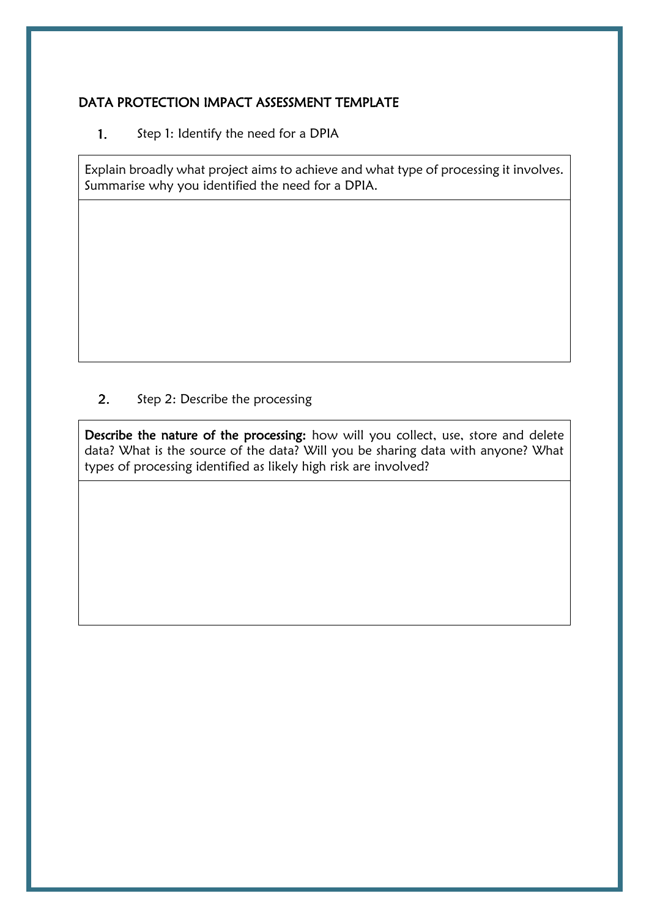## DATA PROTECTION IMPACT ASSESSMENT TEMPLATE

1. Step 1: Identify the need for a DPIA

| Explain broadly what project aims to achieve and what type of processing it involves. Summarise why you identified the need for a DPIA. |
| --- |
| |

2. Step 2: Describe the processing

| **Describe the nature of the processing:** how will you collect, use, store and delete data? What is the source of the data? Will you be sharing data with anyone? What types of processing identified as likely high risk are involved? |
| --- |
| |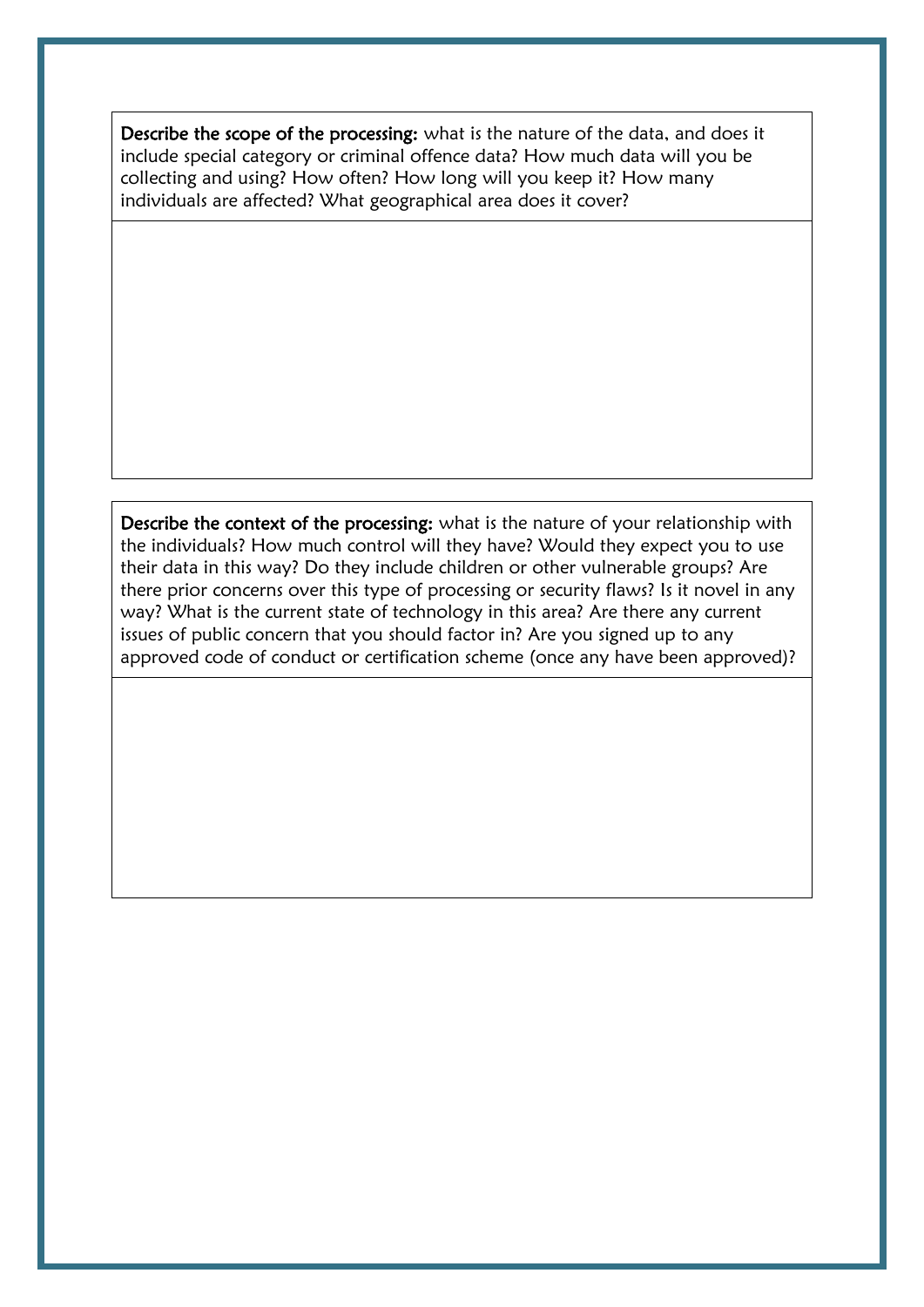| |
|---|
| **Describe the scope of the processing:** what is the nature of the data, and does it include special category or criminal offence data? How much data will you be collecting and using? How often? How long will you keep it? How many individuals are affected? What geographical area does it cover? |
| |

| |
|---|
| **Describe the context of the processing:** what is the nature of your relationship with the individuals? How much control will they have? Would they expect you to use their data in this way? Do they include children or other vulnerable groups? Are there prior concerns over this type of processing or security flaws? Is it novel in any way? What is the current state of technology in this area? Are there any current issues of public concern that you should factor in? Are you signed up to any approved code of conduct or certification scheme (once any have been approved)? |
| |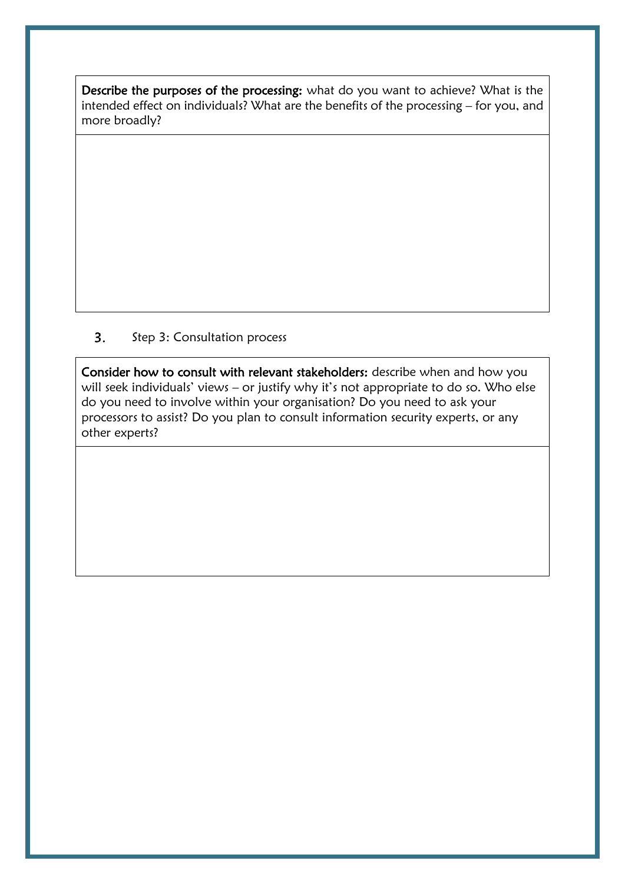| **Describe the purposes of the processing:** what do you want to achieve? What is the intended effect on individuals? What are the benefits of the processing – for you, and more broadly? |
| --- |
| |

## 3. Step 3: Consultation process

| **Consider how to consult with relevant stakeholders:** describe when and how you will seek individuals' views – or justify why it's not appropriate to do so. Who else do you need to involve within your organisation? Do you need to ask your processors to assist? Do you plan to consult information security experts, or any other experts? |
| --- |
| |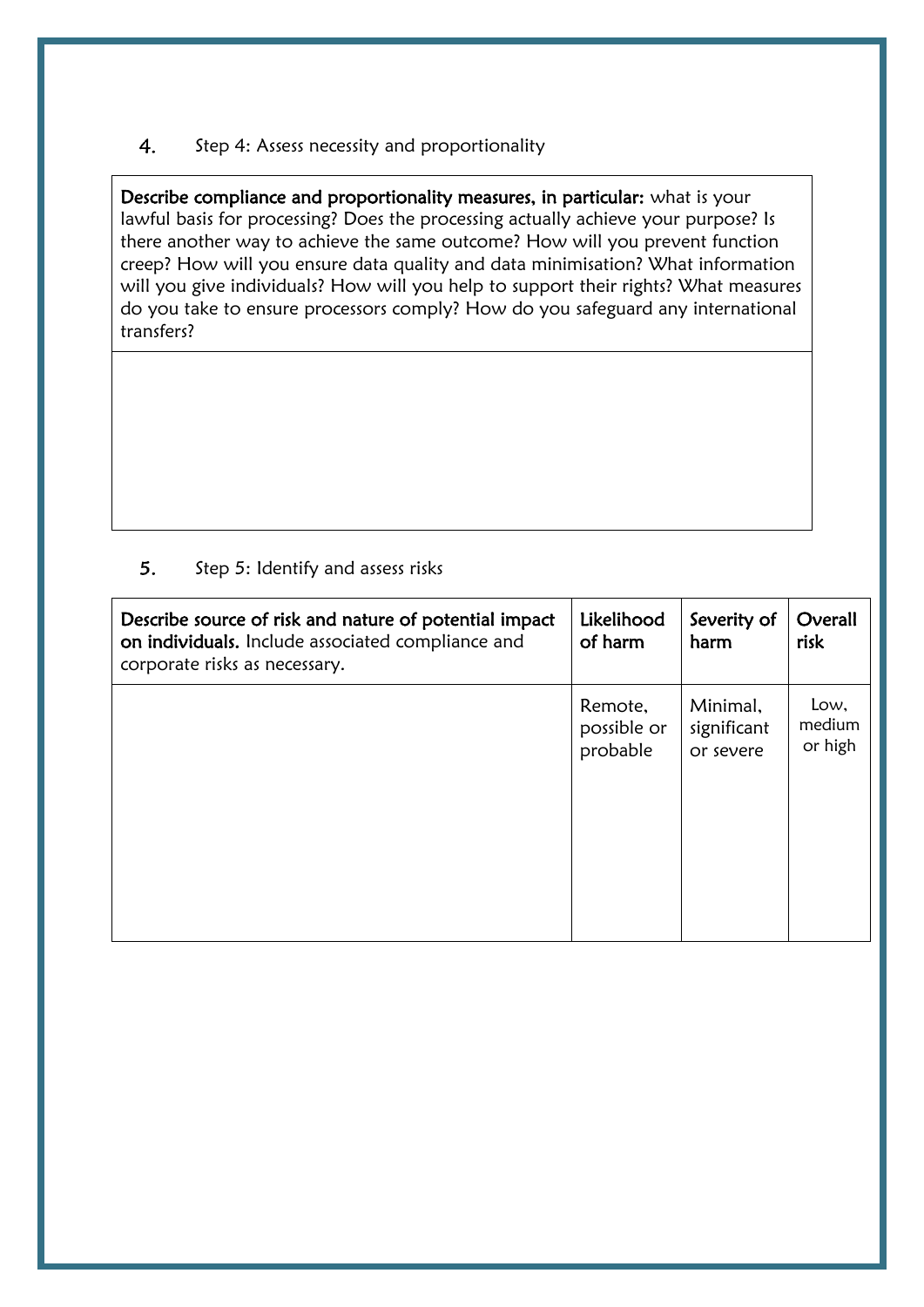4. Step 4: Assess necessity and proportionality

| **Describe compliance and proportionality measures, in particular:** what is your lawful basis for processing? Does the processing actually achieve your purpose? Is there another way to achieve the same outcome? How will you prevent function creep? How will you ensure data quality and data minimisation? What information will you give individuals? How will you help to support their rights? What measures do you take to ensure processors comply? How do you safeguard any international transfers? |
|---|
| |

5. Step 5: Identify and assess risks

| **Describe source of risk and nature of potential impact on individuals.** Include associated compliance and corporate risks as necessary. | **Likelihood of harm** | **Severity of harm** | **Overall risk** |
|---|---|---|---|
| | Remote, possible or probable | Minimal, significant or severe | Low, medium or high |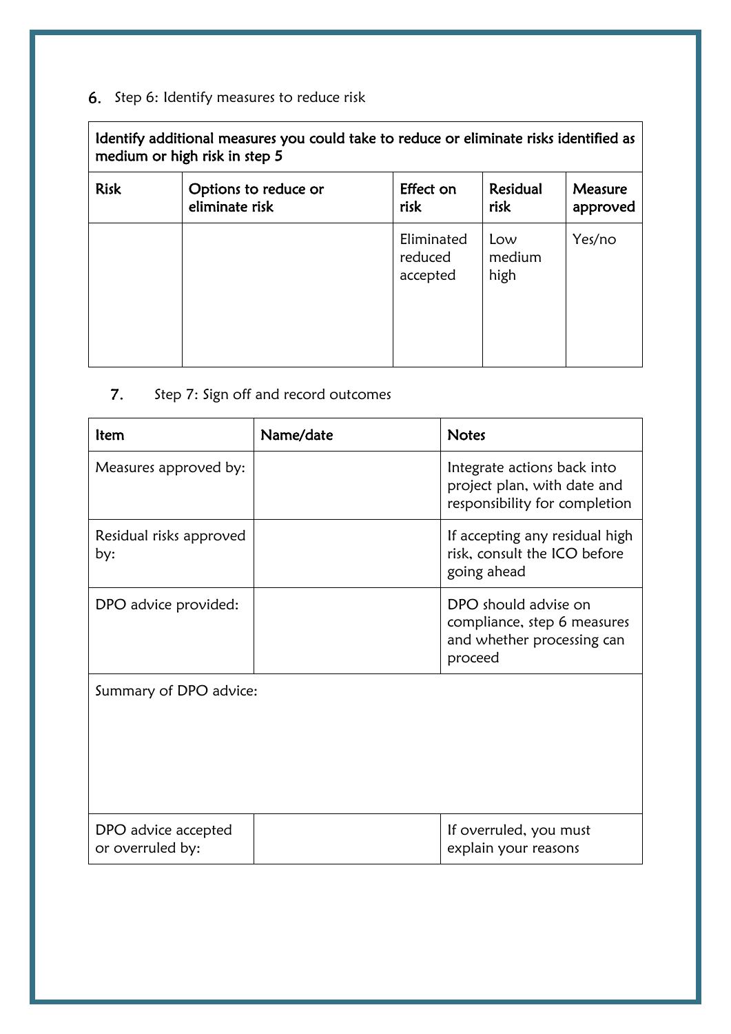6. Step 6: Identify measures to reduce risk

| Identify additional measures you could take to reduce or eliminate risks identified as medium or high risk in step 5 | | | | |
|---|---|---|---|---|
| **Risk** | **Options to reduce or eliminate risk** | **Effect on risk** | **Residual risk** | **Measure approved** |
| | | Eliminated reduced accepted | Low medium high | Yes/no |

7. Step 7: Sign off and record outcomes

| Item | Name/date | Notes |
|---|---|---|
| Measures approved by: | | Integrate actions back into project plan, with date and responsibility for completion |
| Residual risks approved by: | | If accepting any residual high risk, consult the ICO before going ahead |
| DPO advice provided: | | DPO should advise on compliance, step 6 measures and whether processing can proceed |
| Summary of DPO advice: | | |
| DPO advice accepted or overruled by: | | If overruled, you must explain your reasons |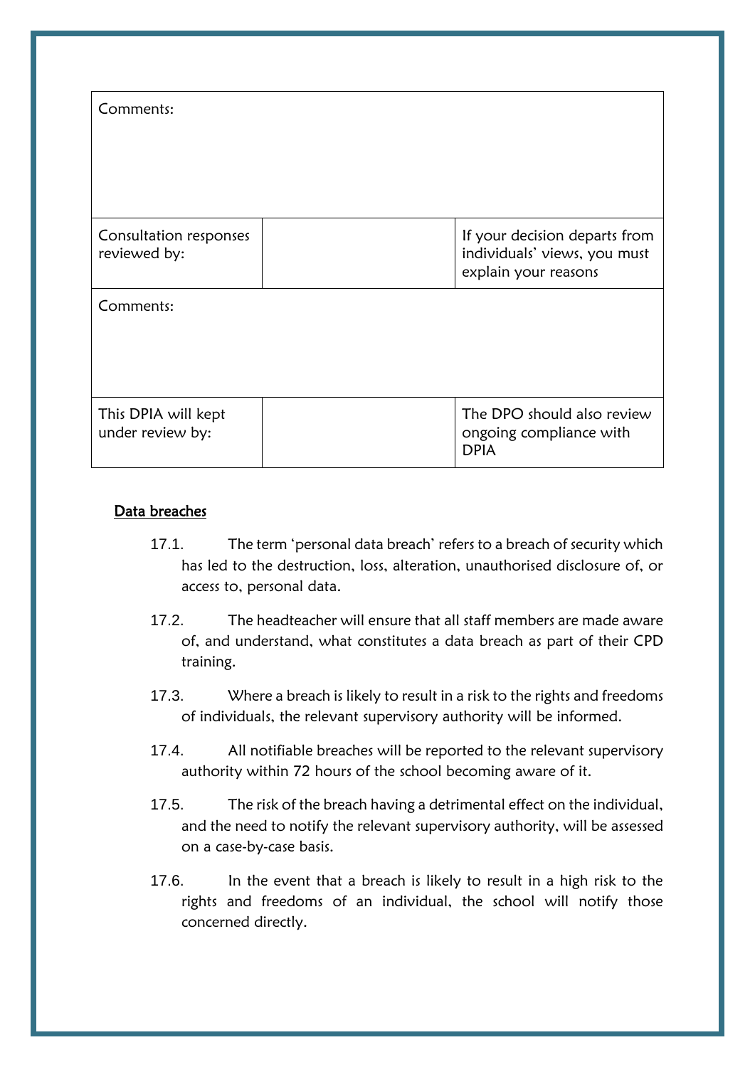| | | |
|---|---|---|
| Comments: | | |
| Consultation responses reviewed by: | | If your decision departs from individuals' views, you must explain your reasons |
| Comments: | | |
| This DPIA will kept under review by: | | The DPO should also review ongoing compliance with DPIA |

## Data breaches

17.1. The term 'personal data breach' refers to a breach of security which has led to the destruction, loss, alteration, unauthorised disclosure of, or access to, personal data.

17.2. The headteacher will ensure that all staff members are made aware of, and understand, what constitutes a data breach as part of their CPD training.

17.3. Where a breach is likely to result in a risk to the rights and freedoms of individuals, the relevant supervisory authority will be informed.

17.4. All notifiable breaches will be reported to the relevant supervisory authority within 72 hours of the school becoming aware of it.

17.5. The risk of the breach having a detrimental effect on the individual, and the need to notify the relevant supervisory authority, will be assessed on a case-by-case basis.

17.6. In the event that a breach is likely to result in a high risk to the rights and freedoms of an individual, the school will notify those concerned directly.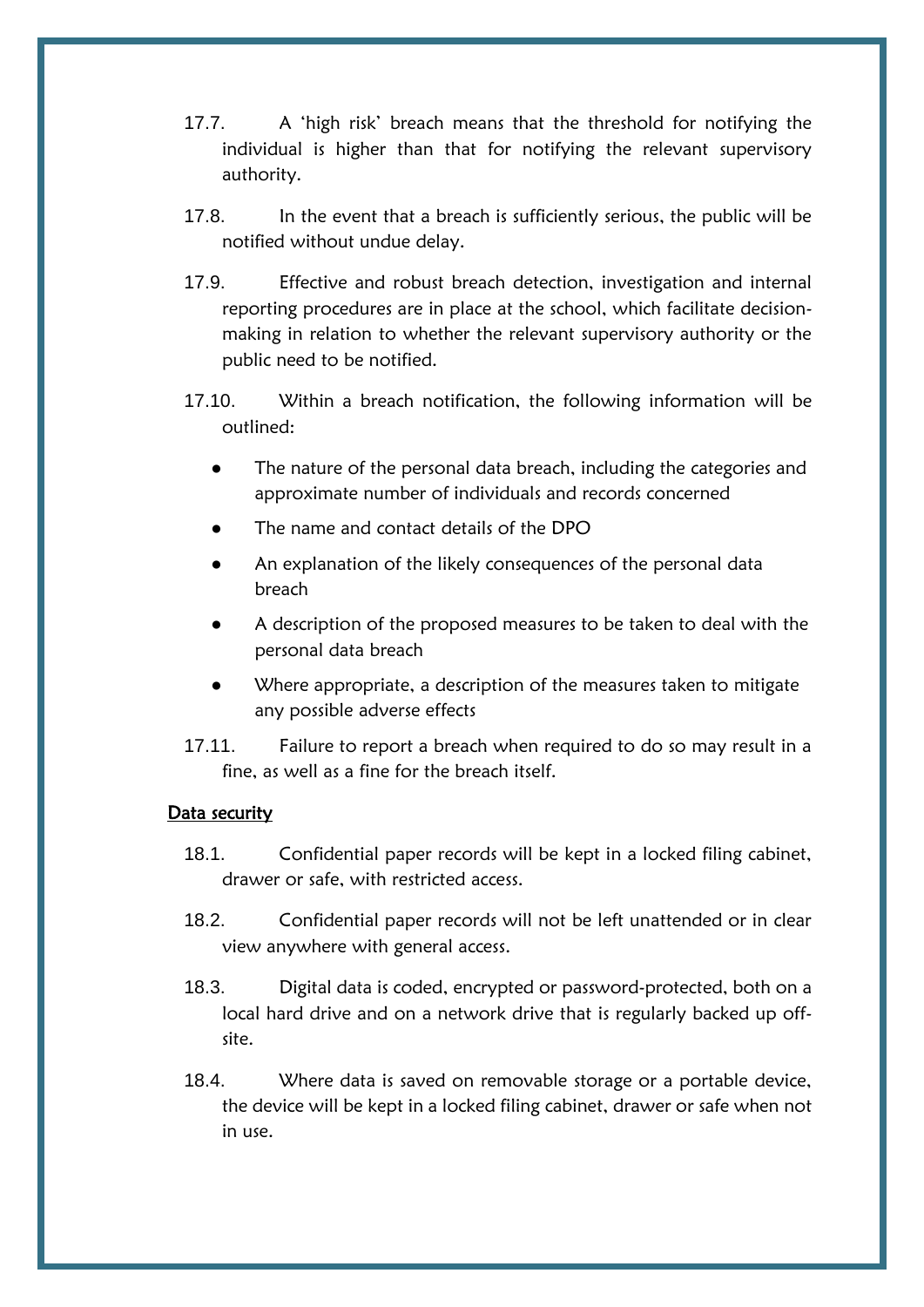17.7. A 'high risk' breach means that the threshold for notifying the individual is higher than that for notifying the relevant supervisory authority.

17.8. In the event that a breach is sufficiently serious, the public will be notified without undue delay.

17.9. Effective and robust breach detection, investigation and internal reporting procedures are in place at the school, which facilitate decision-making in relation to whether the relevant supervisory authority or the public need to be notified.

17.10. Within a breach notification, the following information will be outlined:

- The nature of the personal data breach, including the categories and approximate number of individuals and records concerned
- The name and contact details of the DPO
- An explanation of the likely consequences of the personal data breach
- A description of the proposed measures to be taken to deal with the personal data breach
- Where appropriate, a description of the measures taken to mitigate any possible adverse effects

17.11. Failure to report a breach when required to do so may result in a fine, as well as a fine for the breach itself.

## Data security

18.1. Confidential paper records will be kept in a locked filing cabinet, drawer or safe, with restricted access.

18.2. Confidential paper records will not be left unattended or in clear view anywhere with general access.

18.3. Digital data is coded, encrypted or password-protected, both on a local hard drive and on a network drive that is regularly backed up off-site.

18.4. Where data is saved on removable storage or a portable device, the device will be kept in a locked filing cabinet, drawer or safe when not in use.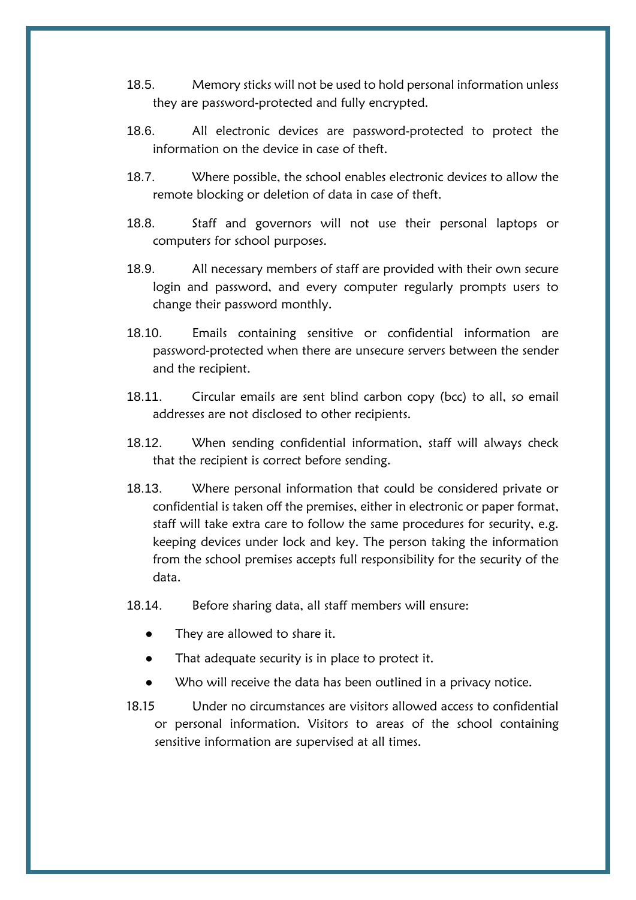18.5. Memory sticks will not be used to hold personal information unless they are password-protected and fully encrypted.

18.6. All electronic devices are password-protected to protect the information on the device in case of theft.

18.7. Where possible, the school enables electronic devices to allow the remote blocking or deletion of data in case of theft.

18.8. Staff and governors will not use their personal laptops or computers for school purposes.

18.9. All necessary members of staff are provided with their own secure login and password, and every computer regularly prompts users to change their password monthly.

18.10. Emails containing sensitive or confidential information are password-protected when there are unsecure servers between the sender and the recipient.

18.11. Circular emails are sent blind carbon copy (bcc) to all, so email addresses are not disclosed to other recipients.

18.12. When sending confidential information, staff will always check that the recipient is correct before sending.

18.13. Where personal information that could be considered private or confidential is taken off the premises, either in electronic or paper format, staff will take extra care to follow the same procedures for security, e.g. keeping devices under lock and key. The person taking the information from the school premises accepts full responsibility for the security of the data.

18.14. Before sharing data, all staff members will ensure:

- They are allowed to share it.
- That adequate security is in place to protect it.
- Who will receive the data has been outlined in a privacy notice.

18.15 Under no circumstances are visitors allowed access to confidential or personal information. Visitors to areas of the school containing sensitive information are supervised at all times.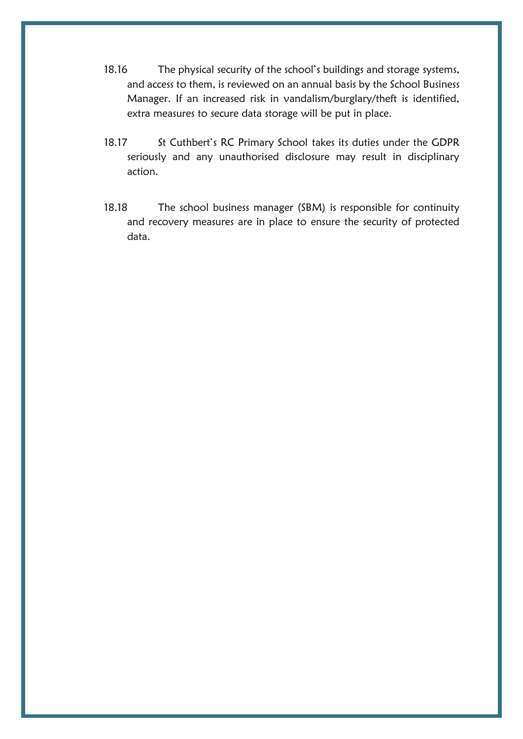18.16 The physical security of the school's buildings and storage systems, and access to them, is reviewed on an annual basis by the School Business Manager. If an increased risk in vandalism/burglary/theft is identified, extra measures to secure data storage will be put in place.

18.17 St Cuthbert's RC Primary School takes its duties under the GDPR seriously and any unauthorised disclosure may result in disciplinary action.

18.18 The school business manager (SBM) is responsible for continuity and recovery measures are in place to ensure the security of protected data.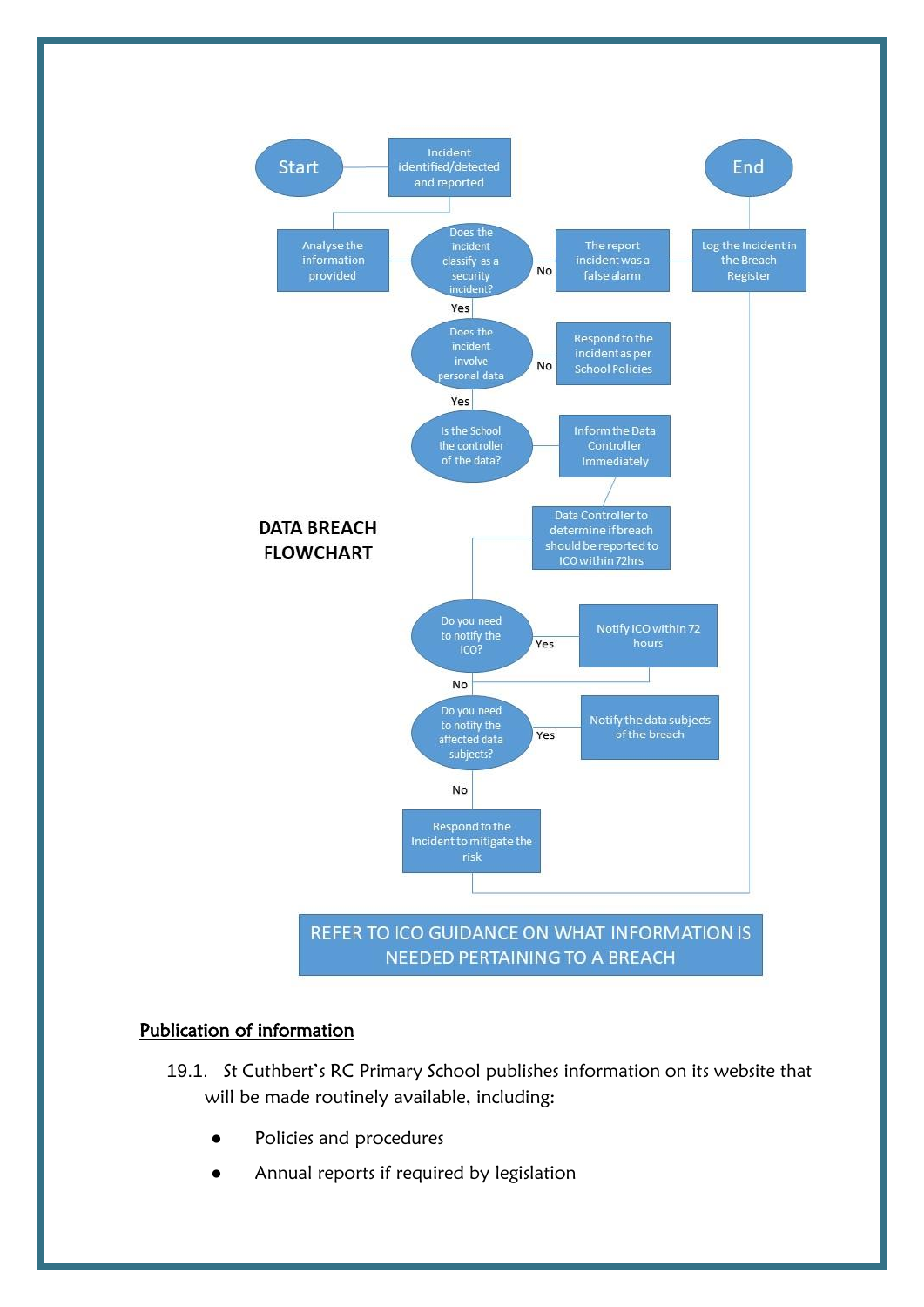Start

Incident identified/detected and reported

End

Analyse the information provided

Does the incident classify as a security incident?

No

The report incident was a false alarm

Log the Incident in the Breach Register

Yes

Does the incident involve personal data

No

Respond to the incident as per School Policies

Yes

Is the School the controller of the data?

Inform the Data Controller Immediately

**DATA BREACH FLOWCHART**

Data Controller to determine if breach should be reported to ICO within 72hrs

Do you need to notify the ICO?

Yes

Notify ICO within 72 hours

No

Do you need to notify the affected data subjects?

Yes

Notify the data subjects of the breach

No

Respond to the Incident to mitigate the risk

REFER TO ICO GUIDANCE ON WHAT INFORMATION IS NEEDED PERTAINING TO A BREACH

## Publication of information

19.1. St Cuthbert's RC Primary School publishes information on its website that will be made routinely available, including:

- Policies and procedures
- Annual reports if required by legislation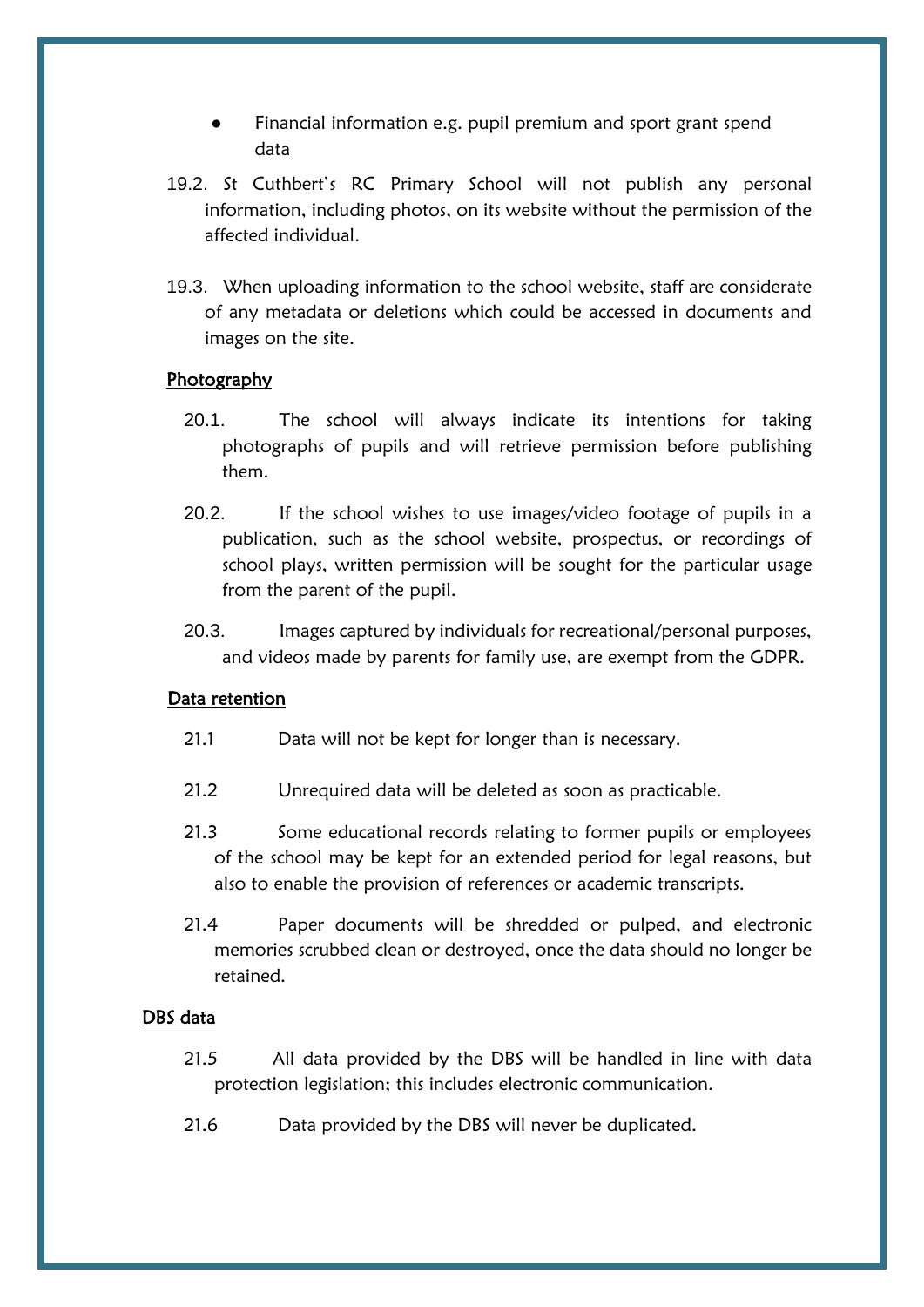- Financial information e.g. pupil premium and sport grant spend data

19.2. St Cuthbert's RC Primary School will not publish any personal information, including photos, on its website without the permission of the affected individual.

19.3. When uploading information to the school website, staff are considerate of any metadata or deletions which could be accessed in documents and images on the site.

## Photography

20.1. The school will always indicate its intentions for taking photographs of pupils and will retrieve permission before publishing them.

20.2. If the school wishes to use images/video footage of pupils in a publication, such as the school website, prospectus, or recordings of school plays, written permission will be sought for the particular usage from the parent of the pupil.

20.3. Images captured by individuals for recreational/personal purposes, and videos made by parents for family use, are exempt from the GDPR.

## Data retention

21.1 Data will not be kept for longer than is necessary.

21.2 Unrequired data will be deleted as soon as practicable.

21.3 Some educational records relating to former pupils or employees of the school may be kept for an extended period for legal reasons, but also to enable the provision of references or academic transcripts.

21.4 Paper documents will be shredded or pulped, and electronic memories scrubbed clean or destroyed, once the data should no longer be retained.

## DBS data

21.5 All data provided by the DBS will be handled in line with data protection legislation; this includes electronic communication.

21.6 Data provided by the DBS will never be duplicated.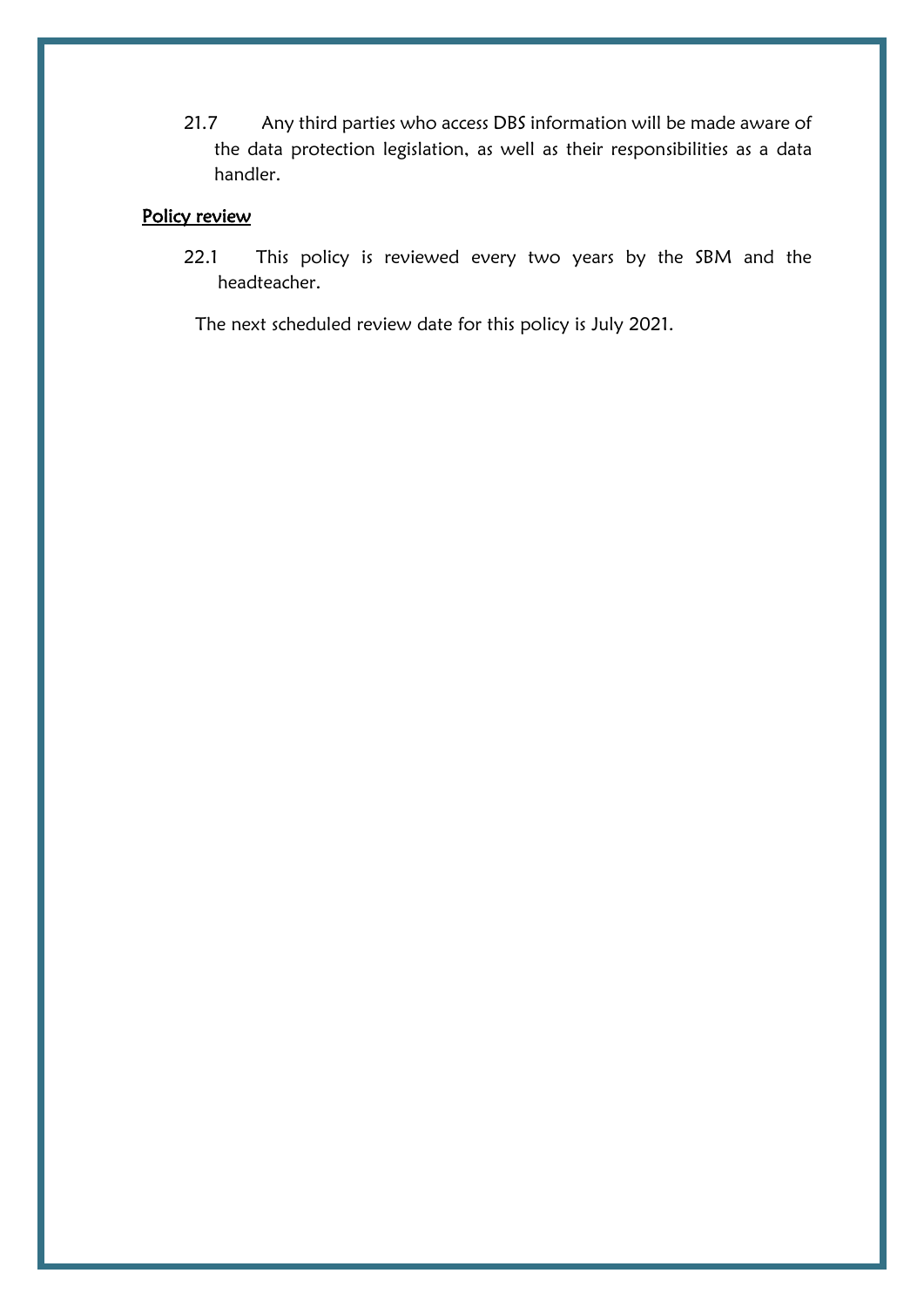21.7 Any third parties who access DBS information will be made aware of the data protection legislation, as well as their responsibilities as a data handler.

## Policy review

22.1 This policy is reviewed every two years by the SBM and the headteacher.

The next scheduled review date for this policy is July 2021.